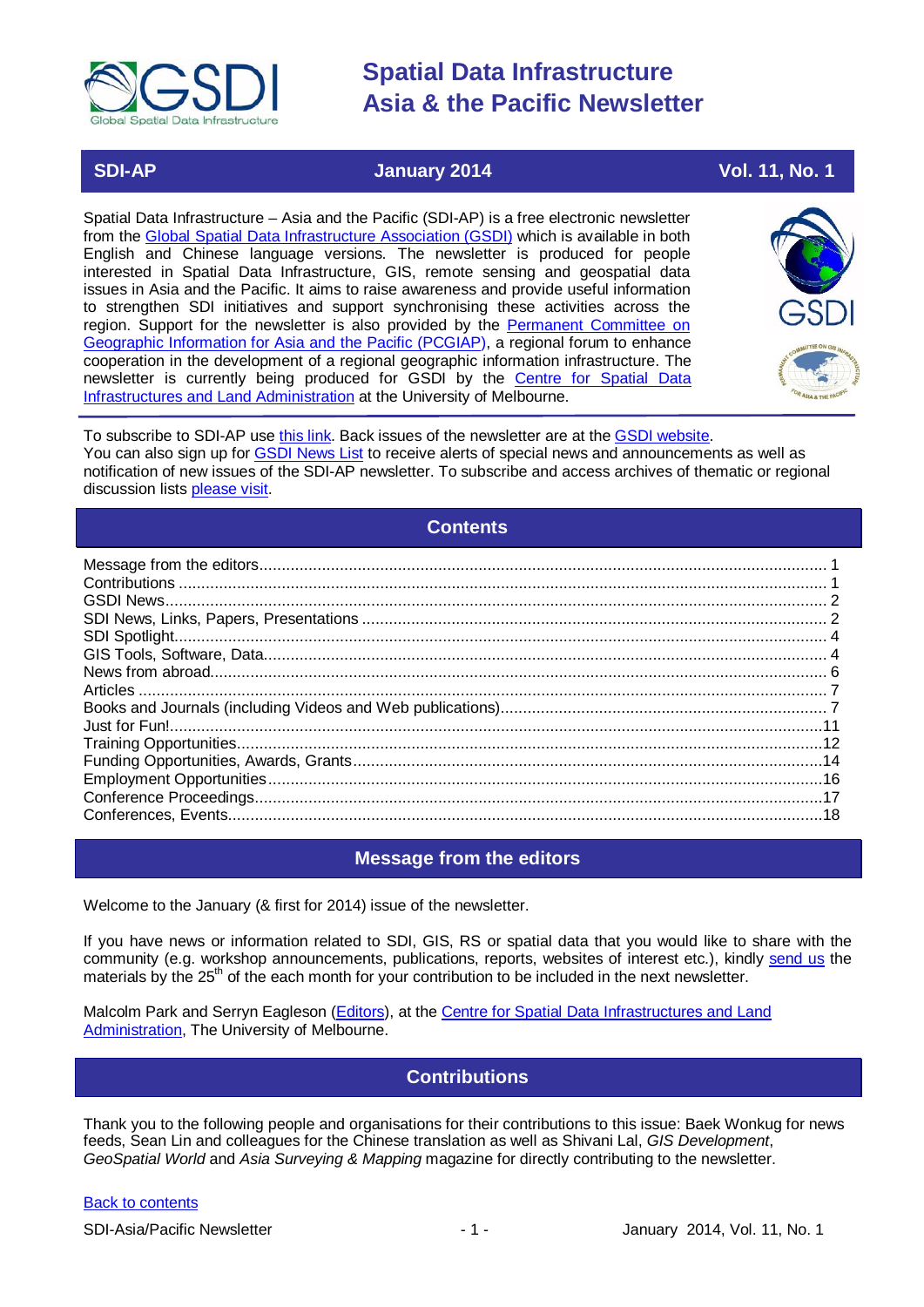# Spatial Data Infrastructure Asia & the Pacific Newsletter

**SDI-AP** | **January 2014** | **Vol. 11, No. 1**

Spatial Data Infrastructure – Asia and the Pacific (SDI-AP) is a free electronic newsletter from the [Global Spatial Data Infrastructure Association (GSDI)](#) which is available in both English and Chinese language versions. The newsletter is produced for people interested in Spatial Data Infrastructure, GIS, remote sensing and geospatial data issues in Asia and the Pacific. It aims to raise awareness and provide useful information to strengthen SDI initiatives and support synchronising these activities across the region. Support for the newsletter is also provided by the [Permanent Committee on Geographic Information for Asia and the Pacific (PCGIAP)](#), a regional forum to enhance cooperation in the development of a regional geographic information infrastructure. The newsletter is currently being produced for GSDI by the [Centre for Spatial Data Infrastructures and Land Administration](#) at the University of Melbourne.

To subscribe to SDI-AP use [this link](#). Back issues of the newsletter are at the [GSDI website](#).
You can also sign up for [GSDI News List](#) to receive alerts of special news and announcements as well as notification of new issues of the SDI-AP newsletter. To subscribe and access archives of thematic or regional discussion lists [please visit](#).

## Contents

- Message from the editors ..... 1
- Contributions ..... 1
- GSDI News ..... 2
- SDI News, Links, Papers, Presentations ..... 2
- SDI Spotlight ..... 4
- GIS Tools, Software, Data ..... 4
- News from abroad ..... 6
- Articles ..... 7
- Books and Journals (including Videos and Web publications) ..... 7
- Just for Fun! ..... 11
- Training Opportunities ..... 12
- Funding Opportunities, Awards, Grants ..... 14
- Employment Opportunities ..... 16
- Conference Proceedings ..... 17
- Conferences, Events ..... 18

## Message from the editors

Welcome to the January (& first for 2014) issue of the newsletter.

If you have news or information related to SDI, GIS, RS or spatial data that you would like to share with the community (e.g. workshop announcements, publications, reports, websites of interest etc.), kindly [send us](#) the materials by the 25th of the each month for your contribution to be included in the next newsletter.

Malcolm Park and Serryn Eagleson ([Editors](#)), at the [Centre for Spatial Data Infrastructures and Land Administration](#), The University of Melbourne.

## Contributions

Thank you to the following people and organisations for their contributions to this issue: Baek Wonkug for news feeds, Sean Lin and colleagues for the Chinese translation as well as Shivani Lal, *GIS Development*, *GeoSpatial World* and *Asia Surveying & Mapping* magazine for directly contributing to the newsletter.

[Back to contents](#)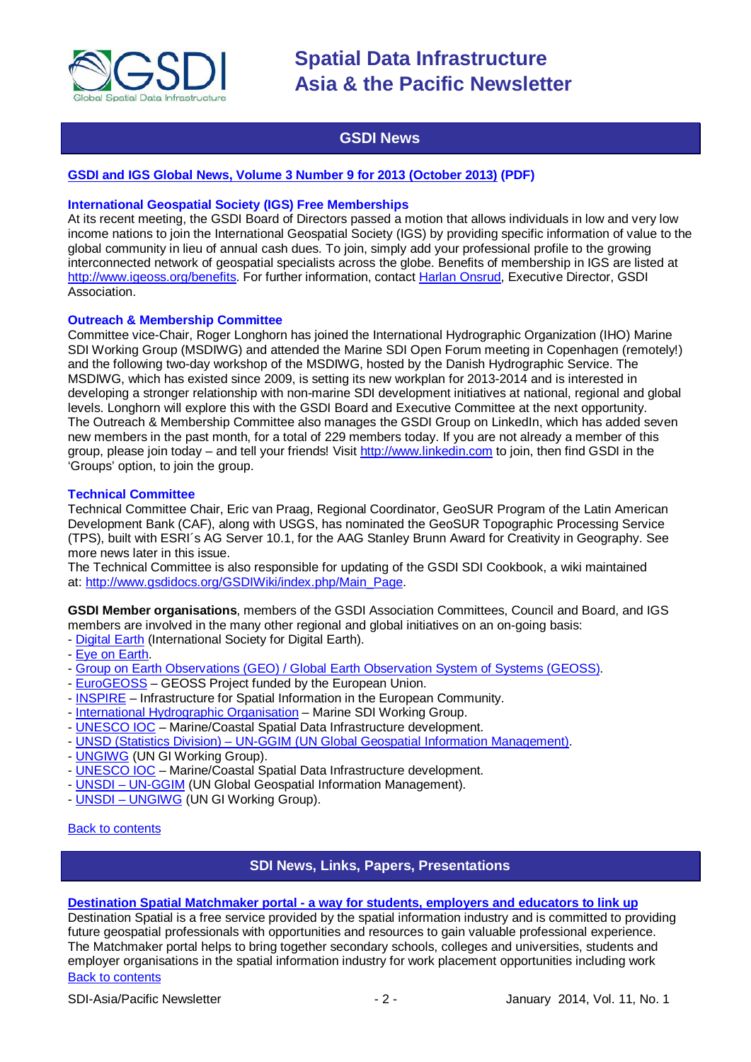## GSDI News

**GSDI and IGS Global News, Volume 3 Number 9 for 2013 (October 2013) (PDF)**

**International Geospatial Society (IGS) Free Memberships**

At its recent meeting, the GSDI Board of Directors passed a motion that allows individuals in low and very low income nations to join the International Geospatial Society (IGS) by providing specific information of value to the global community in lieu of annual cash dues. To join, simply add your professional profile to the growing interconnected network of geospatial specialists across the globe. Benefits of membership in IGS are listed at http://www.igeoss.org/benefits. For further information, contact Harlan Onsrud, Executive Director, GSDI Association.

**Outreach & Membership Committee**

Committee vice-Chair, Roger Longhorn has joined the International Hydrographic Organization (IHO) Marine SDI Working Group (MSDIWG) and attended the Marine SDI Open Forum meeting in Copenhagen (remotely!) and the following two-day workshop of the MSDIWG, hosted by the Danish Hydrographic Service. The MSDIWG, which has existed since 2009, is setting its new workplan for 2013-2014 and is interested in developing a stronger relationship with non-marine SDI development initiatives at national, regional and global levels. Longhorn will explore this with the GSDI Board and Executive Committee at the next opportunity.
The Outreach & Membership Committee also manages the GSDI Group on LinkedIn, which has added seven new members in the past month, for a total of 229 members today. If you are not already a member of this group, please join today – and tell your friends! Visit http://www.linkedin.com to join, then find GSDI in the 'Groups' option, to join the group.

**Technical Committee**

Technical Committee Chair, Eric van Praag, Regional Coordinator, GeoSUR Program of the Latin American Development Bank (CAF), along with USGS, has nominated the GeoSUR Topographic Processing Service (TPS), built with ESRI´s AG Server 10.1, for the AAG Stanley Brunn Award for Creativity in Geography. See more news later in this issue.
The Technical Committee is also responsible for updating of the GSDI SDI Cookbook, a wiki maintained at: http://www.gsdidocs.org/GSDIWiki/index.php/Main_Page.

**GSDI Member organisations**, members of the GSDI Association Committees, Council and Board, and IGS members are involved in the many other regional and global initiatives on an on-going basis:

- Digital Earth (International Society for Digital Earth).
- Eye on Earth.
- Group on Earth Observations (GEO) / Global Earth Observation System of Systems (GEOSS).
- EuroGEOSS – GEOSS Project funded by the European Union.
- INSPIRE – Infrastructure for Spatial Information in the European Community.
- International Hydrographic Organisation – Marine SDI Working Group.
- UNESCO IOC – Marine/Coastal Spatial Data Infrastructure development.
- UNSD (Statistics Division) – UN-GGIM (UN Global Geospatial Information Management).
- UNGIWG (UN GI Working Group).
- UNESCO IOC – Marine/Coastal Spatial Data Infrastructure development.
- UNSDI – UN-GGIM (UN Global Geospatial Information Management).
- UNSDI – UNGIWG (UN GI Working Group).

Back to contents

## SDI News, Links, Papers, Presentations

**Destination Spatial Matchmaker portal - a way for students, employers and educators to link up**

Destination Spatial is a free service provided by the spatial information industry and is committed to providing future geospatial professionals with opportunities and resources to gain valuable professional experience. The Matchmaker portal helps to bring together secondary schools, colleges and universities, students and employer organisations in the spatial information industry for work placement opportunities including work

Back to contents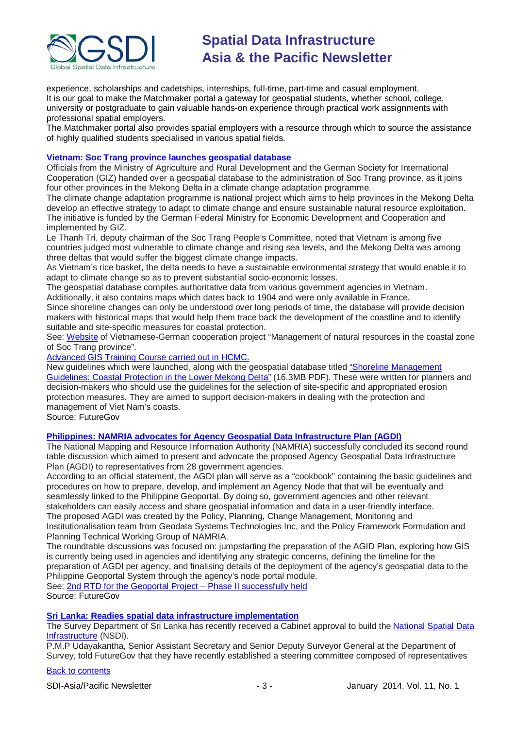experience, scholarships and cadetships, internships, full-time, part-time and casual employment.
It is our goal to make the Matchmaker portal a gateway for geospatial students, whether school, college, university or postgraduate to gain valuable hands-on experience through practical work assignments with professional spatial employers.
The Matchmaker portal also provides spatial employers with a resource through which to source the assistance of highly qualified students specialised in various spatial fields.

### Vietnam: Soc Trang province launches geospatial database

Officials from the Ministry of Agriculture and Rural Development and the German Society for International Cooperation (GIZ) handed over a geospatial database to the administration of Soc Trang province, as it joins four other provinces in the Mekong Delta in a climate change adaptation programme.
The climate change adaptation programme is national project which aims to help provinces in the Mekong Delta develop an effective strategy to adapt to climate change and ensure sustainable natural resource exploitation. The initiative is funded by the German Federal Ministry for Economic Development and Cooperation and implemented by GIZ.
Le Thanh Tri, deputy chairman of the Soc Trang People's Committee, noted that Vietnam is among five countries judged most vulnerable to climate change and rising sea levels, and the Mekong Delta was among three deltas that would suffer the biggest climate change impacts.
As Vietnam's rice basket, the delta needs to have a sustainable environmental strategy that would enable it to adapt to climate change so as to prevent substantial socio-economic losses.
The geospatial database compiles authoritative data from various government agencies in Vietnam. Additionally, it also contains maps which dates back to 1904 and were only available in France.
Since shoreline changes can only be understood over long periods of time, the database will provide decision makers with historical maps that would help them trace back the development of the coastline and to identify suitable and site-specific measures for coastal protection.
See: Website of Vietnamese-German cooperation project "Management of natural resources in the coastal zone of Soc Trang province".
Advanced GIS Training Course carried out in HCMC.
New guidelines which were launched, along with the geospatial database titled "Shoreline Management Guidelines: Coastal Protection in the Lower Mekong Delta" (16.3MB PDF). These were written for planners and decision-makers who should use the guidelines for the selection of site-specific and appropriated erosion protection measures. They are aimed to support decision-makers in dealing with the protection and management of Viet Nam's coasts.
Source: FutureGov

### Philippines: NAMRIA advocates for Agency Geospatial Data Infrastructure Plan (AGDI)

The National Mapping and Resource Information Authority (NAMRIA) successfully concluded its second round table discussion which aimed to present and advocate the proposed Agency Geospatial Data Infrastructure Plan (AGDI) to representatives from 28 government agencies.
According to an official statement, the AGDI plan will serve as a "cookbook" containing the basic guidelines and procedures on how to prepare, develop, and implement an Agency Node that that will be eventually and seamlessly linked to the Philippine Geoportal. By doing so, government agencies and other relevant stakeholders can easily access and share geospatial information and data in a user-friendly interface.
The proposed AGDI was created by the Policy, Planning, Change Management, Monitoring and Institutionalisation team from Geodata Systems Technologies Inc, and the Policy Framework Formulation and Planning Technical Working Group of NAMRIA.
The roundtable discussions was focused on: jumpstarting the preparation of the AGID Plan, exploring how GIS is currently being used in agencies and identifying any strategic concerns, defining the timeline for the preparation of AGDI per agency, and finalising details of the deployment of the agency's geospatial data to the Philippine Geoportal System through the agency's node portal module.
See: 2nd RTD for the Geoportal Project – Phase II successfully held
Source: FutureGov

### Sri Lanka: Readies spatial data infrastructure implementation

The Survey Department of Sri Lanka has recently received a Cabinet approval to build the National Spatial Data Infrastructure (NSDI).
P.M.P Udayakantha, Senior Assistant Secretary and Senior Deputy Surveyor General at the Department of Survey, told FutureGov that they have recently established a steering committee composed of representatives

Back to contents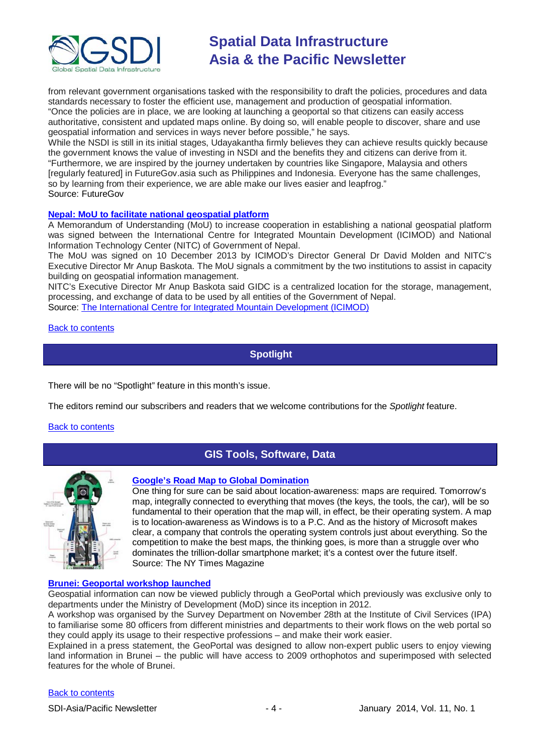from relevant government organisations tasked with the responsibility to draft the policies, procedures and data standards necessary to foster the efficient use, management and production of geospatial information.
"Once the policies are in place, we are looking at launching a geoportal so that citizens can easily access authoritative, consistent and updated maps online. By doing so, will enable people to discover, share and use geospatial information and services in ways never before possible," he says.
While the NSDI is still in its initial stages, Udayakantha firmly believes they can achieve results quickly because the government knows the value of investing in NSDI and the benefits they and citizens can derive from it.
"Furthermore, we are inspired by the journey undertaken by countries like Singapore, Malaysia and others [regularly featured] in FutureGov.asia such as Philippines and Indonesia. Everyone has the same challenges, so by learning from their experience, we are able make our lives easier and leapfrog."
Source: FutureGov

### Nepal: MoU to facilitate national geospatial platform

A Memorandum of Understanding (MoU) to increase cooperation in establishing a national geospatial platform was signed between the International Centre for Integrated Mountain Development (ICIMOD) and National Information Technology Center (NITC) of Government of Nepal.
The MoU was signed on 10 December 2013 by ICIMOD's Director General Dr David Molden and NITC's Executive Director Mr Anup Baskota. The MoU signals a commitment by the two institutions to assist in capacity building on geospatial information management.
NITC's Executive Director Mr Anup Baskota said GIDC is a centralized location for the storage, management, processing, and exchange of data to be used by all entities of the Government of Nepal.
Source: The International Centre for Integrated Mountain Development (ICIMOD)

Back to contents

## Spotlight

There will be no "Spotlight" feature in this month's issue.

The editors remind our subscribers and readers that we welcome contributions for the *Spotlight* feature.

Back to contents

## GIS Tools, Software, Data

### Google's Road Map to Global Domination

One thing for sure can be said about location-awareness: maps are required. Tomorrow's map, integrally connected to everything that moves (the keys, the tools, the car), will be so fundamental to their operation that the map will, in effect, be their operating system. A map is to location-awareness as Windows is to a P.C. And as the history of Microsoft makes clear, a company that controls the operating system controls just about everything. So the competition to make the best maps, the thinking goes, is more than a struggle over who dominates the trillion-dollar smartphone market; it's a contest over the future itself.
Source: The NY Times Magazine

### Brunei: Geoportal workshop launched

Geospatial information can now be viewed publicly through a GeoPortal which previously was exclusive only to departments under the Ministry of Development (MoD) since its inception in 2012.
A workshop was organised by the Survey Department on November 28th at the Institute of Civil Services (IPA) to familiarise some 80 officers from different ministries and departments to their work flows on the web portal so they could apply its usage to their respective professions – and make their work easier.
Explained in a press statement, the GeoPortal was designed to allow non-expert public users to enjoy viewing land information in Brunei – the public will have access to 2009 orthophotos and superimposed with selected features for the whole of Brunei.

Back to contents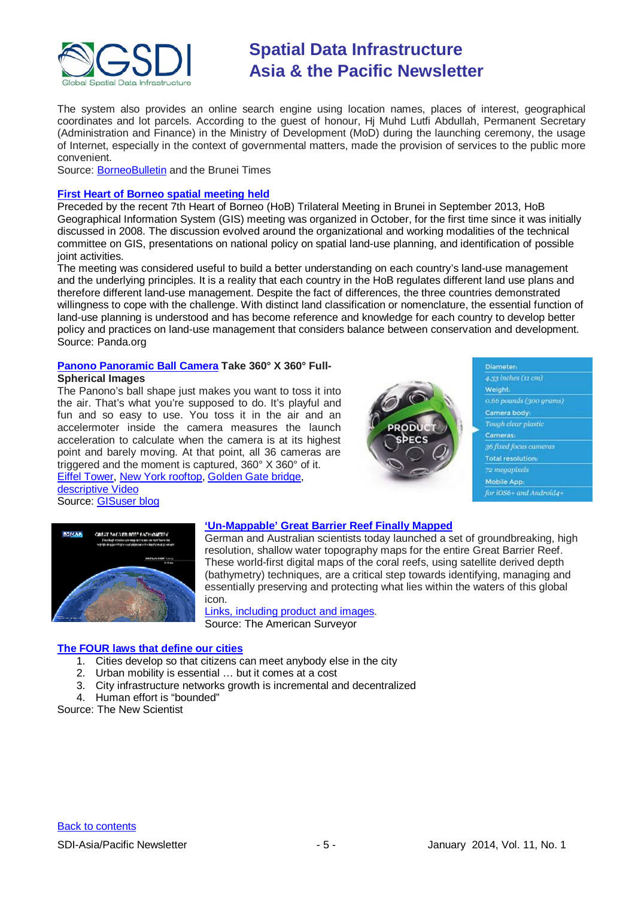The system also provides an online search engine using location names, places of interest, geographical coordinates and lot parcels. According to the guest of honour, Hj Muhd Lutfi Abdullah, Permanent Secretary (Administration and Finance) in the Ministry of Development (MoD) during the launching ceremony, the usage of Internet, especially in the context of governmental matters, made the provision of services to the public more convenient.
Source: BorneoBulletin and the Brunei Times

**First Heart of Borneo spatial meeting held**

Preceded by the recent 7th Heart of Borneo (HoB) Trilateral Meeting in Brunei in September 2013, HoB Geographical Information System (GIS) meeting was organized in October, for the first time since it was initially discussed in 2008. The discussion evolved around the organizational and working modalities of the technical committee on GIS, presentations on national policy on spatial land-use planning, and identification of possible joint activities.

The meeting was considered useful to build a better understanding on each country's land-use management and the underlying principles. It is a reality that each country in the HoB regulates different land use plans and therefore different land-use management. Despite the fact of differences, the three countries demonstrated willingness to cope with the challenge. With distinct land classification or nomenclature, the essential function of land-use planning is understood and has become reference and knowledge for each country to develop better policy and practices on land-use management that considers balance between conservation and development.
Source: Panda.org

**Panono Panoramic Ball Camera Take 360° X 360° Full-Spherical Images**

The Panono's ball shape just makes you want to toss it into the air. That's what you're supposed to do. It's playful and fun and so easy to use. You toss it in the air and an accelermoter inside the camera measures the launch acceleration to calculate when the camera is at its highest point and barely moving. At that point, all 36 cameras are triggered and the moment is captured, 360° X 360° of it.
Eiffel Tower, New York rooftop, Golden Gate bridge, descriptive Video
Source: GISuser blog

**'Un-Mappable' Great Barrier Reef Finally Mapped**

German and Australian scientists today launched a set of groundbreaking, high resolution, shallow water topography maps for the entire Great Barrier Reef. These world-first digital maps of the coral reefs, using satellite derived depth (bathymetry) techniques, are a critical step towards identifying, managing and essentially preserving and protecting what lies within the waters of this global icon.
Links, including product and images.
Source: The American Surveyor

**The FOUR laws that define our cities**

1. Cities develop so that citizens can meet anybody else in the city
2. Urban mobility is essential … but it comes at a cost
3. City infrastructure networks growth is incremental and decentralized
4. Human effort is "bounded"

Source: The New Scientist

Back to contents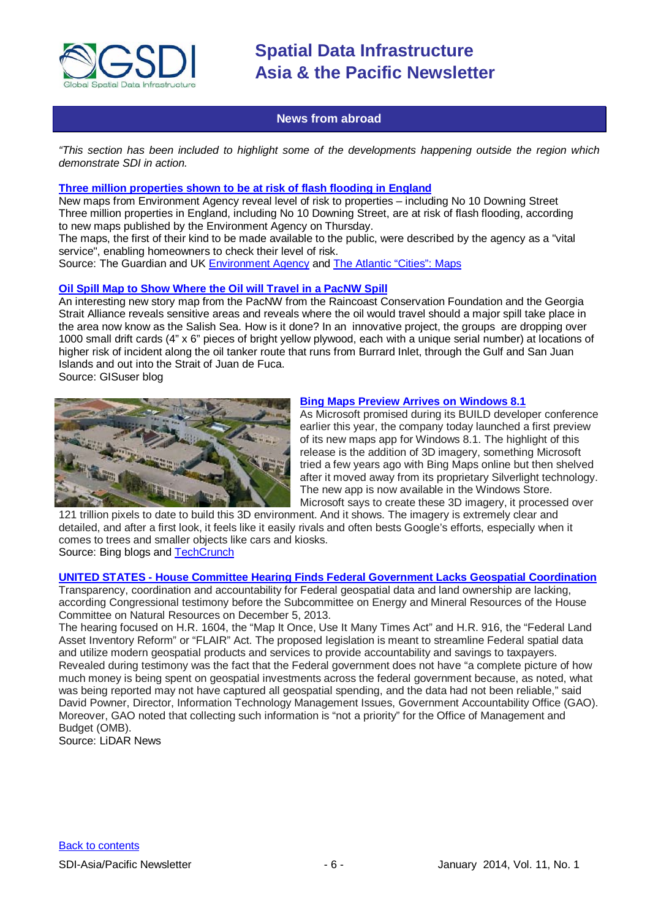## News from abroad

*"This section has been included to highlight some of the developments happening outside the region which demonstrate SDI in action.*

**Three million properties shown to be at risk of flash flooding in England**

New maps from Environment Agency reveal level of risk to properties – including No 10 Downing Street
Three million properties in England, including No 10 Downing Street, are at risk of flash flooding, according to new maps published by the Environment Agency on Thursday.
The maps, the first of their kind to be made available to the public, were described by the agency as a "vital service", enabling homeowners to check their level of risk.
Source: The Guardian and UK Environment Agency and The Atlantic "Cities": Maps

**Oil Spill Map to Show Where the Oil will Travel in a PacNW Spill**

An interesting new story map from the PacNW from the Raincoast Conservation Foundation and the Georgia Strait Alliance reveals sensitive areas and reveals where the oil would travel should a major spill take place in the area now know as the Salish Sea. How is it done? In an innovative project, the groups are dropping over 1000 small drift cards (4" x 6" pieces of bright yellow plywood, each with a unique serial number) at locations of higher risk of incident along the oil tanker route that runs from Burrard Inlet, through the Gulf and San Juan Islands and out into the Strait of Juan de Fuca.
Source: GISuser blog

**Bing Maps Preview Arrives on Windows 8.1**

As Microsoft promised during its BUILD developer conference earlier this year, the company today launched a first preview of its new maps app for Windows 8.1. The highlight of this release is the addition of 3D imagery, something Microsoft tried a few years ago with Bing Maps online but then shelved after it moved away from its proprietary Silverlight technology. The new app is now available in the Windows Store.
Microsoft says to create these 3D imagery, it processed over 121 trillion pixels to date to build this 3D environment. And it shows. The imagery is extremely clear and detailed, and after a first look, it feels like it easily rivals and often bests Google's efforts, especially when it comes to trees and smaller objects like cars and kiosks.
Source: Bing blogs and TechCrunch

**UNITED STATES - House Committee Hearing Finds Federal Government Lacks Geospatial Coordination**

Transparency, coordination and accountability for Federal geospatial data and land ownership are lacking, according Congressional testimony before the Subcommittee on Energy and Mineral Resources of the House Committee on Natural Resources on December 5, 2013.
The hearing focused on H.R. 1604, the "Map It Once, Use It Many Times Act" and H.R. 916, the "Federal Land Asset Inventory Reform" or "FLAIR" Act. The proposed legislation is meant to streamline Federal spatial data and utilize modern geospatial products and services to provide accountability and savings to taxpayers.
Revealed during testimony was the fact that the Federal government does not have "a complete picture of how much money is being spent on geospatial investments across the federal government because, as noted, what was being reported may not have captured all geospatial spending, and the data had not been reliable," said David Powner, Director, Information Technology Management Issues, Government Accountability Office (GAO).
Moreover, GAO noted that collecting such information is "not a priority" for the Office of Management and Budget (OMB).
Source: LiDAR News

Back to contents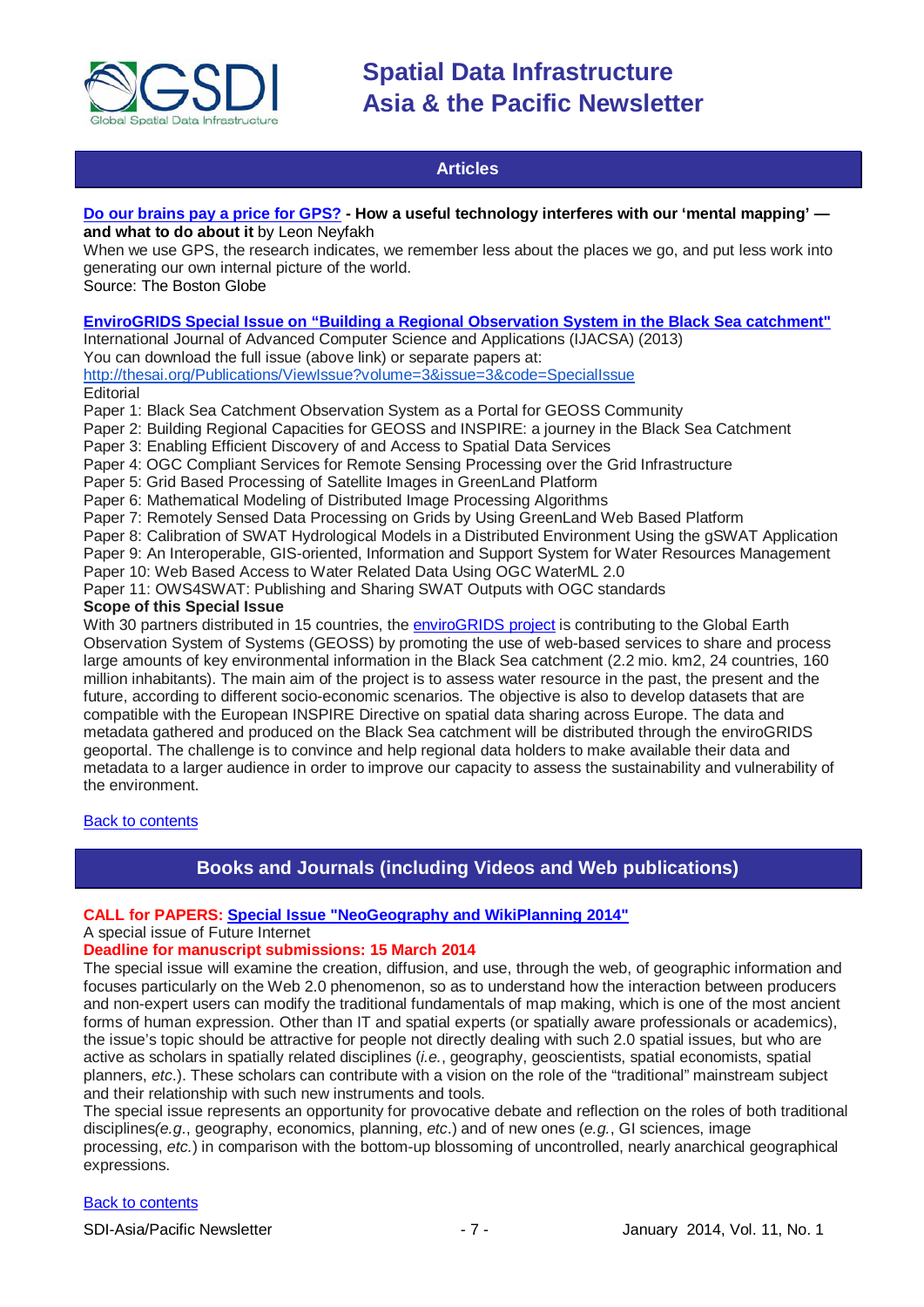## Articles

**[Do our brains pay a price for GPS?](#) - How a useful technology interferes with our 'mental mapping' — and what to do about it** by Leon Neyfakh

When we use GPS, the research indicates, we remember less about the places we go, and put less work into generating our own internal picture of the world.

Source: The Boston Globe

**[EnviroGRIDS Special Issue on "Building a Regional Observation System in the Black Sea catchment"](#)**

International Journal of Advanced Computer Science and Applications (IJACSA) (2013)

You can download the full issue (above link) or separate papers at:

[http://thesai.org/Publications/ViewIssue?volume=3&issue=3&code=SpecialIssue](http://thesai.org/Publications/ViewIssue?volume=3&issue=3&code=SpecialIssue)

Editorial

Paper 1: Black Sea Catchment Observation System as a Portal for GEOSS Community

Paper 2: Building Regional Capacities for GEOSS and INSPIRE: a journey in the Black Sea Catchment

Paper 3: Enabling Efficient Discovery of and Access to Spatial Data Services

Paper 4: OGC Compliant Services for Remote Sensing Processing over the Grid Infrastructure

Paper 5: Grid Based Processing of Satellite Images in GreenLand Platform

Paper 6: Mathematical Modeling of Distributed Image Processing Algorithms

Paper 7: Remotely Sensed Data Processing on Grids by Using GreenLand Web Based Platform

Paper 8: Calibration of SWAT Hydrological Models in a Distributed Environment Using the gSWAT Application

Paper 9: An Interoperable, GIS-oriented, Information and Support System for Water Resources Management

Paper 10: Web Based Access to Water Related Data Using OGC WaterML 2.0

Paper 11: OWS4SWAT: Publishing and Sharing SWAT Outputs with OGC standards

**Scope of this Special Issue**

With 30 partners distributed in 15 countries, the [enviroGRIDS project](#) is contributing to the Global Earth Observation System of Systems (GEOSS) by promoting the use of web-based services to share and process large amounts of key environmental information in the Black Sea catchment (2.2 mio. km2, 24 countries, 160 million inhabitants). The main aim of the project is to assess water resource in the past, the present and the future, according to different socio-economic scenarios. The objective is also to develop datasets that are compatible with the European INSPIRE Directive on spatial data sharing across Europe. The data and metadata gathered and produced on the Black Sea catchment will be distributed through the enviroGRIDS geoportal. The challenge is to convince and help regional data holders to make available their data and metadata to a larger audience in order to improve our capacity to assess the sustainability and vulnerability of the environment.

[Back to contents](#)

## Books and Journals (including Videos and Web publications)

**CALL for PAPERS: [Special Issue "NeoGeography and WikiPlanning 2014"](#)**

A special issue of Future Internet

**Deadline for manuscript submissions: 15 March 2014**

The special issue will examine the creation, diffusion, and use, through the web, of geographic information and focuses particularly on the Web 2.0 phenomenon, so as to understand how the interaction between producers and non-expert users can modify the traditional fundamentals of map making, which is one of the most ancient forms of human expression. Other than IT and spatial experts (or spatially aware professionals or academics), the issue's topic should be attractive for people not directly dealing with such 2.0 spatial issues, but who are active as scholars in spatially related disciplines (*i.e.*, geography, geoscientists, spatial economists, spatial planners, *etc*.). These scholars can contribute with a vision on the role of the "traditional" mainstream subject and their relationship with such new instruments and tools.

The special issue represents an opportunity for provocative debate and reflection on the roles of both traditional disciplines*(e.g.*, geography, economics, planning, *etc*.) and of new ones (*e.g.*, GI sciences, image processing, *etc.*) in comparison with the bottom-up blossoming of uncontrolled, nearly anarchical geographical expressions.

[Back to contents](#)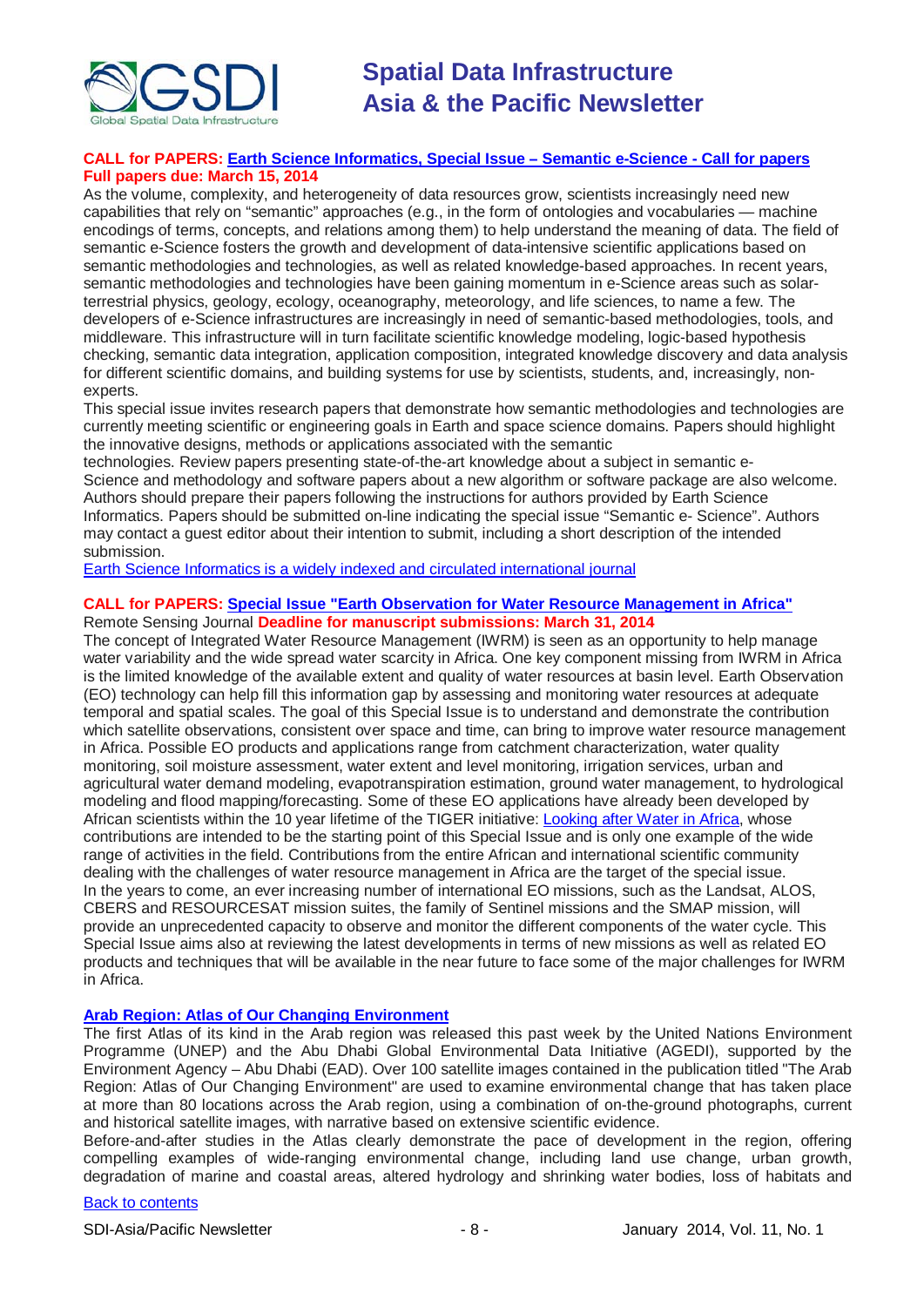**CALL for PAPERS: Earth Science Informatics, Special Issue – Semantic e-Science - Call for papers**
**Full papers due: March 15, 2014**

As the volume, complexity, and heterogeneity of data resources grow, scientists increasingly need new capabilities that rely on "semantic" approaches (e.g., in the form of ontologies and vocabularies — machine encodings of terms, concepts, and relations among them) to help understand the meaning of data. The field of semantic e-Science fosters the growth and development of data-intensive scientific applications based on semantic methodologies and technologies, as well as related knowledge-based approaches. In recent years, semantic methodologies and technologies have been gaining momentum in e-Science areas such as solar-terrestrial physics, geology, ecology, oceanography, meteorology, and life sciences, to name a few. The developers of e-Science infrastructures are increasingly in need of semantic-based methodologies, tools, and middleware. This infrastructure will in turn facilitate scientific knowledge modeling, logic-based hypothesis checking, semantic data integration, application composition, integrated knowledge discovery and data analysis for different scientific domains, and building systems for use by scientists, students, and, increasingly, non-experts.

This special issue invites research papers that demonstrate how semantic methodologies and technologies are currently meeting scientific or engineering goals in Earth and space science domains. Papers should highlight the innovative designs, methods or applications associated with the semantic technologies. Review papers presenting state-of-the-art knowledge about a subject in semantic e-Science and methodology and software papers about a new algorithm or software package are also welcome. Authors should prepare their papers following the instructions for authors provided by Earth Science Informatics. Papers should be submitted on-line indicating the special issue "Semantic e- Science". Authors may contact a guest editor about their intention to submit, including a short description of the intended submission.

Earth Science Informatics is a widely indexed and circulated international journal

**CALL for PAPERS: Special Issue "Earth Observation for Water Resource Management in Africa"**
Remote Sensing Journal **Deadline for manuscript submissions: March 31, 2014**

The concept of Integrated Water Resource Management (IWRM) is seen as an opportunity to help manage water variability and the wide spread water scarcity in Africa. One key component missing from IWRM in Africa is the limited knowledge of the available extent and quality of water resources at basin level. Earth Observation (EO) technology can help fill this information gap by assessing and monitoring water resources at adequate temporal and spatial scales. The goal of this Special Issue is to understand and demonstrate the contribution which satellite observations, consistent over space and time, can bring to improve water resource management in Africa. Possible EO products and applications range from catchment characterization, water quality monitoring, soil moisture assessment, water extent and level monitoring, irrigation services, urban and agricultural water demand modeling, evapotranspiration estimation, ground water management, to hydrological modeling and flood mapping/forecasting. Some of these EO applications have already been developed by African scientists within the 10 year lifetime of the TIGER initiative: Looking after Water in Africa, whose contributions are intended to be the starting point of this Special Issue and is only one example of the wide range of activities in the field. Contributions from the entire African and international scientific community dealing with the challenges of water resource management in Africa are the target of the special issue.

In the years to come, an ever increasing number of international EO missions, such as the Landsat, ALOS, CBERS and RESOURCESAT mission suites, the family of Sentinel missions and the SMAP mission, will provide an unprecedented capacity to observe and monitor the different components of the water cycle. This Special Issue aims also at reviewing the latest developments in terms of new missions as well as related EO products and techniques that will be available in the near future to face some of the major challenges for IWRM in Africa.

**Arab Region: Atlas of Our Changing Environment**

The first Atlas of its kind in the Arab region was released this past week by the United Nations Environment Programme (UNEP) and the Abu Dhabi Global Environmental Data Initiative (AGEDI), supported by the Environment Agency – Abu Dhabi (EAD). Over 100 satellite images contained in the publication titled "The Arab Region: Atlas of Our Changing Environment" are used to examine environmental change that has taken place at more than 80 locations across the Arab region, using a combination of on-the-ground photographs, current and historical satellite images, with narrative based on extensive scientific evidence.

Before-and-after studies in the Atlas clearly demonstrate the pace of development in the region, offering compelling examples of wide-ranging environmental change, including land use change, urban growth, degradation of marine and coastal areas, altered hydrology and shrinking water bodies, loss of habitats and

Back to contents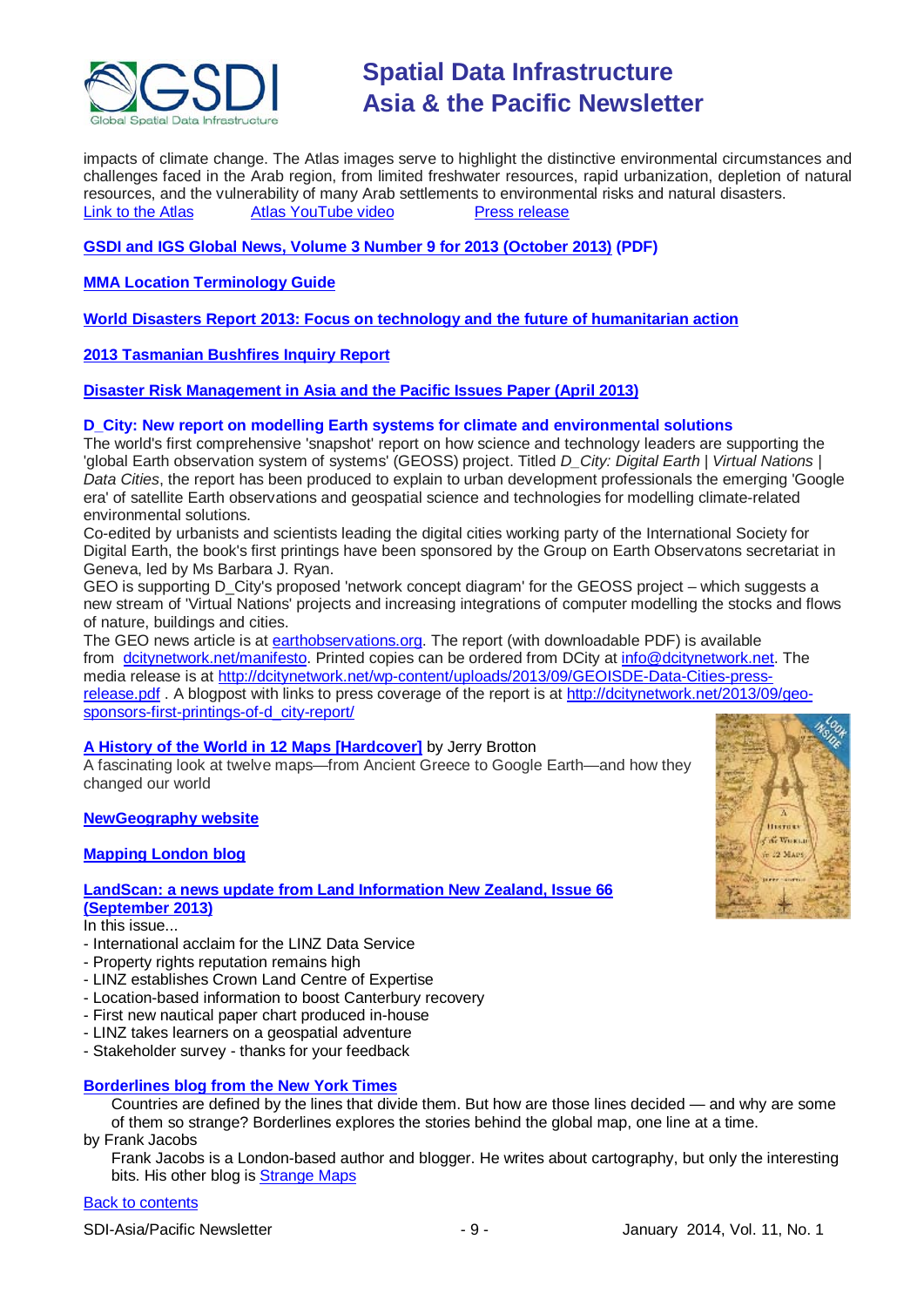impacts of climate change. The Atlas images serve to highlight the distinctive environmental circumstances and challenges faced in the Arab region, from limited freshwater resources, rapid urbanization, depletion of natural resources, and the vulnerability of many Arab settlements to environmental risks and natural disasters.
Link to the Atlas     Atlas YouTube video     Press release

**GSDI and IGS Global News, Volume 3 Number 9 for 2013 (October 2013) (PDF)**

**MMA Location Terminology Guide**

**World Disasters Report 2013: Focus on technology and the future of humanitarian action**

**2013 Tasmanian Bushfires Inquiry Report**

**Disaster Risk Management in Asia and the Pacific Issues Paper (April 2013)**

**D_City: New report on modelling Earth systems for climate and environmental solutions**
The world's first comprehensive 'snapshot' report on how science and technology leaders are supporting the 'global Earth observation system of systems' (GEOSS) project. Titled *D_City: Digital Earth | Virtual Nations | Data Cities*, the report has been produced to explain to urban development professionals the emerging 'Google era' of satellite Earth observations and geospatial science and technologies for modelling climate-related environmental solutions.
Co-edited by urbanists and scientists leading the digital cities working party of the International Society for Digital Earth, the book's first printings have been sponsored by the Group on Earth Observatons secretariat in Geneva, led by Ms Barbara J. Ryan.
GEO is supporting D_City's proposed 'network concept diagram' for the GEOSS project – which suggests a new stream of 'Virtual Nations' projects and increasing integrations of computer modelling the stocks and flows of nature, buildings and cities.
The GEO news article is at earthobservations.org. The report (with downloadable PDF) is available from dcitynetwork.net/manifesto. Printed copies can be ordered from DCity at info@dcitynetwork.net. The media release is at http://dcitynetwork.net/wp-content/uploads/2013/09/GEOISDE-Data-Cities-press-release.pdf . A blogpost with links to press coverage of the report is at http://dcitynetwork.net/2013/09/geo-sponsors-first-printings-of-d_city-report/

**A History of the World in 12 Maps [Hardcover]** by Jerry Brotton
A fascinating look at twelve maps—from Ancient Greece to Google Earth—and how they changed our world

**NewGeography website**

**Mapping London blog**

**LandScan: a news update from Land Information New Zealand, Issue 66 (September 2013)**
In this issue...
- International acclaim for the LINZ Data Service
- Property rights reputation remains high
- LINZ establishes Crown Land Centre of Expertise
- Location-based information to boost Canterbury recovery
- First new nautical paper chart produced in-house
- LINZ takes learners on a geospatial adventure
- Stakeholder survey - thanks for your feedback

**Borderlines blog from the New York Times**
Countries are defined by the lines that divide them. But how are those lines decided — and why are some of them so strange? Borderlines explores the stories behind the global map, one line at a time.
by Frank Jacobs
Frank Jacobs is a London-based author and blogger. He writes about cartography, but only the interesting bits. His other blog is Strange Maps

Back to contents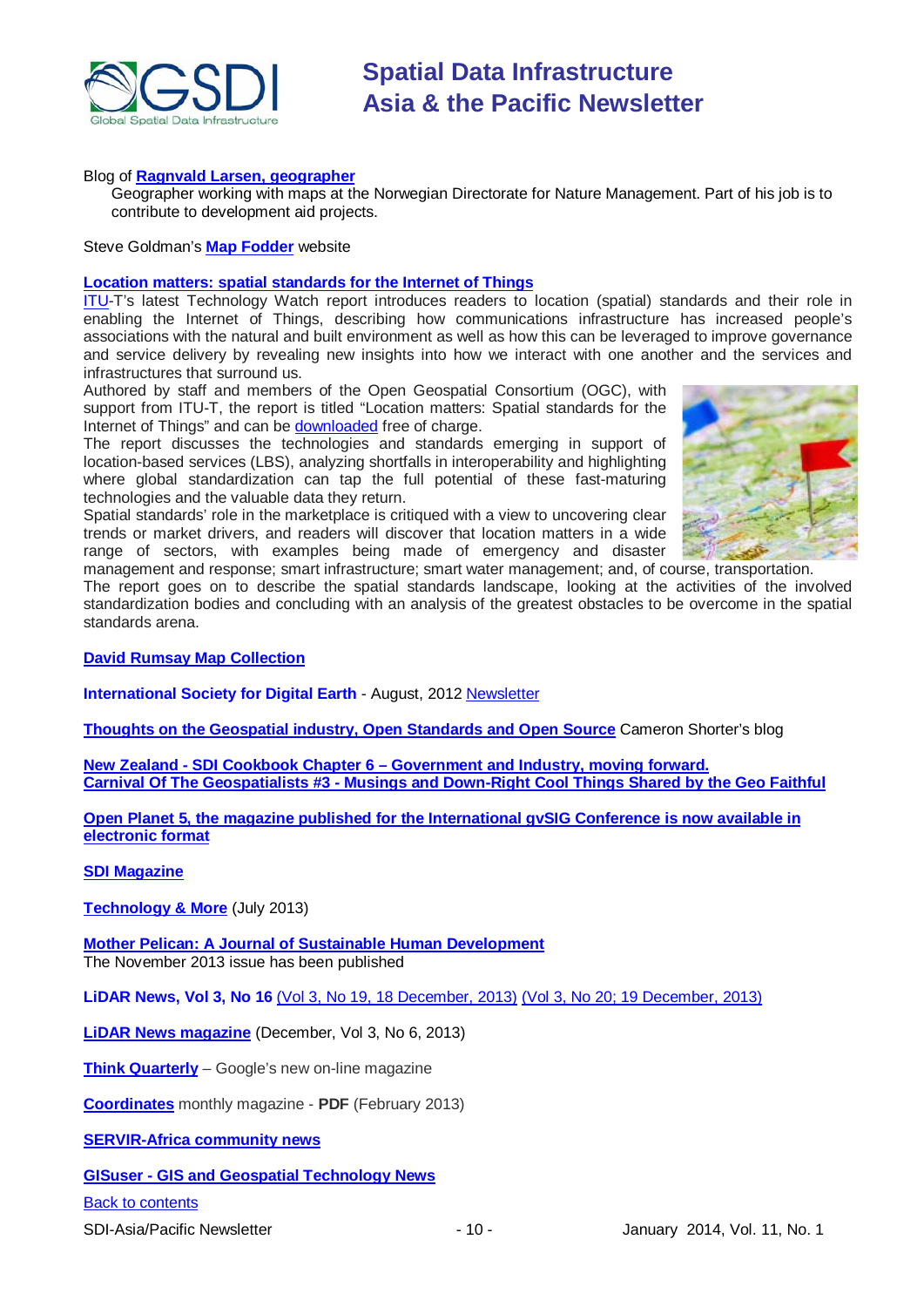Blog of **Ragnvald Larsen, geographer**

Geographer working with maps at the Norwegian Directorate for Nature Management. Part of his job is to contribute to development aid projects.

Steve Goldman's **Map Fodder** website

**Location matters: spatial standards for the Internet of Things**

ITU-T's latest Technology Watch report introduces readers to location (spatial) standards and their role in enabling the Internet of Things, describing how communications infrastructure has increased people's associations with the natural and built environment as well as how this can be leveraged to improve governance and service delivery by revealing new insights into how we interact with one another and the services and infrastructures that surround us.

Authored by staff and members of the Open Geospatial Consortium (OGC), with support from ITU-T, the report is titled "Location matters: Spatial standards for the Internet of Things" and can be downloaded free of charge.

The report discusses the technologies and standards emerging in support of location-based services (LBS), analyzing shortfalls in interoperability and highlighting where global standardization can tap the full potential of these fast-maturing technologies and the valuable data they return.

Spatial standards' role in the marketplace is critiqued with a view to uncovering clear trends or market drivers, and readers will discover that location matters in a wide range of sectors, with examples being made of emergency and disaster management and response; smart infrastructure; smart water management; and, of course, transportation.

The report goes on to describe the spatial standards landscape, looking at the activities of the involved standardization bodies and concluding with an analysis of the greatest obstacles to be overcome in the spatial standards arena.

**David Rumsay Map Collection**

**International Society for Digital Earth** - August, 2012 Newsletter

**Thoughts on the Geospatial industry, Open Standards and Open Source** Cameron Shorter's blog

**New Zealand - SDI Cookbook Chapter 6 – Government and Industry, moving forward.**
**Carnival Of The Geospatialists #3 - Musings and Down-Right Cool Things Shared by the Geo Faithful**

**Open Planet 5, the magazine published for the International gvSIG Conference is now available in electronic format**

**SDI Magazine**

**Technology & More** (July 2013)

**Mother Pelican: A Journal of Sustainable Human Development**
The November 2013 issue has been published

**LiDAR News, Vol 3, No 16** (Vol 3, No 19, 18 December, 2013) (Vol 3, No 20; 19 December, 2013)

**LiDAR News magazine** (December, Vol 3, No 6, 2013)

**Think Quarterly** – Google's new on-line magazine

**Coordinates** monthly magazine - **PDF** (February 2013)

**SERVIR-Africa community news**

**GISuser - GIS and Geospatial Technology News**

Back to contents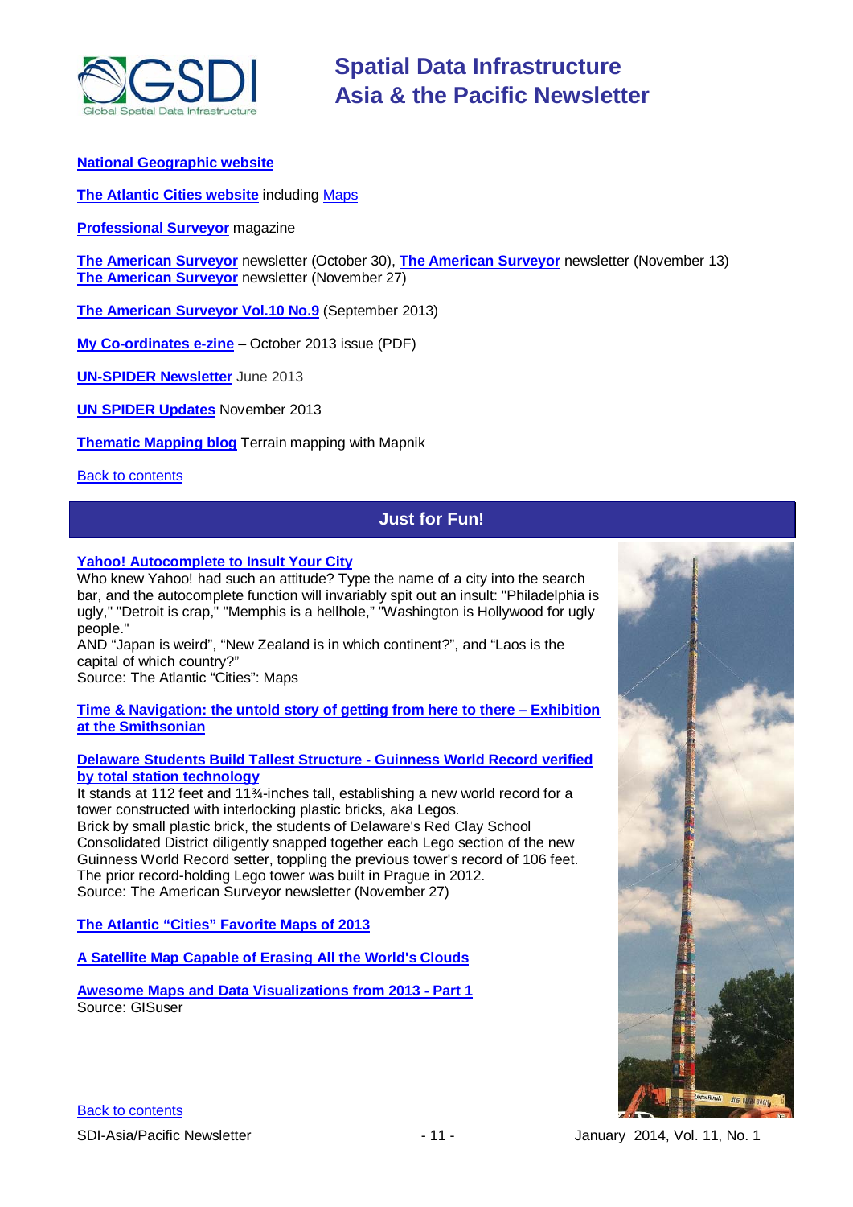**National Geographic website**

**The Atlantic Cities website** including Maps

**Professional Surveyor** magazine

**The American Surveyor** newsletter (October 30), **The American Surveyor** newsletter (November 13)
**The American Surveyor** newsletter (November 27)

**The American Surveyor Vol.10 No.9** (September 2013)

**My Co-ordinates e-zine** – October 2013 issue (PDF)

**UN-SPIDER Newsletter** June 2013

**UN SPIDER Updates** November 2013

**Thematic Mapping blog** Terrain mapping with Mapnik

Back to contents

## Just for Fun!

**Yahoo! Autocomplete to Insult Your City**
Who knew Yahoo! had such an attitude? Type the name of a city into the search bar, and the autocomplete function will invariably spit out an insult: "Philadelphia is ugly," "Detroit is crap," "Memphis is a hellhole," "Washington is Hollywood for ugly people."
AND "Japan is weird", "New Zealand is in which continent?", and "Laos is the capital of which country?"
Source: The Atlantic "Cities": Maps

**Time & Navigation: the untold story of getting from here to there – Exhibition at the Smithsonian**

**Delaware Students Build Tallest Structure - Guinness World Record verified by total station technology**
It stands at 112 feet and 11¾-inches tall, establishing a new world record for a tower constructed with interlocking plastic bricks, aka Legos.
Brick by small plastic brick, the students of Delaware's Red Clay School Consolidated District diligently snapped together each Lego section of the new Guinness World Record setter, toppling the previous tower's record of 106 feet. The prior record-holding Lego tower was built in Prague in 2012.
Source: The American Surveyor newsletter (November 27)

**The Atlantic "Cities" Favorite Maps of 2013**

**A Satellite Map Capable of Erasing All the World's Clouds**

**Awesome Maps and Data Visualizations from 2013 - Part 1**
Source: GISuser

Back to contents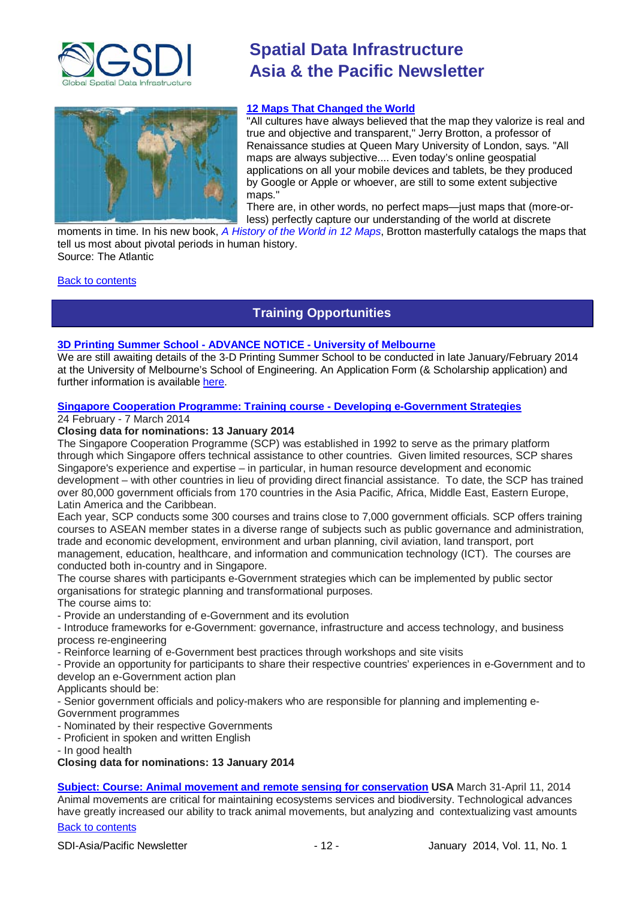**12 Maps That Changed the World**

"All cultures have always believed that the map they valorize is real and true and objective and transparent," Jerry Brotton, a professor of Renaissance studies at Queen Mary University of London, says. "All maps are always subjective.... Even today's online geospatial applications on all your mobile devices and tablets, be they produced by Google or Apple or whoever, are still to some extent subjective maps."

There are, in other words, no perfect maps—just maps that (more-or-less) perfectly capture our understanding of the world at discrete moments in time. In his new book, *A History of the World in 12 Maps*, Brotton masterfully catalogs the maps that tell us most about pivotal periods in human history.

Source: The Atlantic

Back to contents

## Training Opportunities

**3D Printing Summer School - ADVANCE NOTICE - University of Melbourne**

We are still awaiting details of the 3-D Printing Summer School to be conducted in late January/February 2014 at the University of Melbourne's School of Engineering. An Application Form (& Scholarship application) and further information is available here.

**Singapore Cooperation Programme: Training course - Developing e-Government Strategies**

24 February - 7 March 2014

**Closing data for nominations: 13 January 2014**

The Singapore Cooperation Programme (SCP) was established in 1992 to serve as the primary platform through which Singapore offers technical assistance to other countries. Given limited resources, SCP shares Singapore's experience and expertise – in particular, in human resource development and economic development – with other countries in lieu of providing direct financial assistance. To date, the SCP has trained over 80,000 government officials from 170 countries in the Asia Pacific, Africa, Middle East, Eastern Europe, Latin America and the Caribbean.

Each year, SCP conducts some 300 courses and trains close to 7,000 government officials. SCP offers training courses to ASEAN member states in a diverse range of subjects such as public governance and administration, trade and economic development, environment and urban planning, civil aviation, land transport, port management, education, healthcare, and information and communication technology (ICT). The courses are conducted both in-country and in Singapore.

The course shares with participants e-Government strategies which can be implemented by public sector organisations for strategic planning and transformational purposes.

The course aims to:

- Provide an understanding of e-Government and its evolution
- Introduce frameworks for e-Government: governance, infrastructure and access technology, and business process re-engineering
- Reinforce learning of e-Government best practices through workshops and site visits
- Provide an opportunity for participants to share their respective countries' experiences in e-Government and to develop an e-Government action plan

Applicants should be:

- Senior government officials and policy-makers who are responsible for planning and implementing e-Government programmes
- Nominated by their respective Governments
- Proficient in spoken and written English
- In good health

**Closing data for nominations: 13 January 2014**

**Subject: Course: Animal movement and remote sensing for conservation** **USA** March 31-April 11, 2014

Animal movements are critical for maintaining ecosystems services and biodiversity. Technological advances have greatly increased our ability to track animal movements, but analyzing and contextualizing vast amounts

Back to contents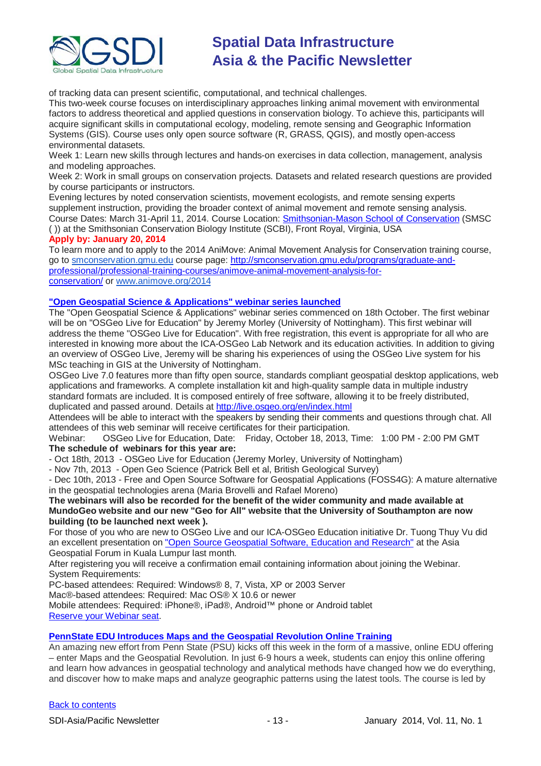of tracking data can present scientific, computational, and technical challenges.
This two-week course focuses on interdisciplinary approaches linking animal movement with environmental factors to address theoretical and applied questions in conservation biology. To achieve this, participants will acquire significant skills in computational ecology, modeling, remote sensing and Geographic Information Systems (GIS). Course uses only open source software (R, GRASS, QGIS), and mostly open-access environmental datasets.
Week 1: Learn new skills through lectures and hands-on exercises in data collection, management, analysis and modeling approaches.
Week 2: Work in small groups on conservation projects. Datasets and related research questions are provided by course participants or instructors.
Evening lectures by noted conservation scientists, movement ecologists, and remote sensing experts supplement instruction, providing the broader context of animal movement and remote sensing analysis.
Course Dates: March 31-April 11, 2014. Course Location: [Smithsonian-Mason School of Conservation](Smithsonian-Mason School of Conservation) (SMSC ( )) at the Smithsonian Conservation Biology Institute (SCBI), Front Royal, Virginia, USA
**Apply by: January 20, 2014**
To learn more and to apply to the 2014 AniMove: Animal Movement Analysis for Conservation training course, go to smconservation.gmu.edu course page: http://smconservation.gmu.edu/programs/graduate-and-professional/professional-training-courses/animove-animal-movement-analysis-for-conservation/ or www.animove.org/2014

### "Open Geospatial Science & Applications" webinar series launched

The "Open Geospatial Science & Applications" webinar series commenced on 18th October. The first webinar will be on "OSGeo Live for Education" by Jeremy Morley (University of Nottingham). This first webinar will address the theme "OSGeo Live for Education". With free registration, this event is appropriate for all who are interested in knowing more about the ICA-OSGeo Lab Network and its education activities. In addition to giving an overview of OSGeo Live, Jeremy will be sharing his experiences of using the OSGeo Live system for his MSc teaching in GIS at the University of Nottingham.
OSGeo Live 7.0 features more than fifty open source, standards compliant geospatial desktop applications, web applications and frameworks. A complete installation kit and high-quality sample data in multiple industry standard formats are included. It is composed entirely of free software, allowing it to be freely distributed, duplicated and passed around. Details at http://live.osgeo.org/en/index.html
Attendees will be able to interact with the speakers by sending their comments and questions through chat. All attendees of this web seminar will receive certificates for their participation.
Webinar: OSGeo Live for Education, Date: Friday, October 18, 2013, Time: 1:00 PM - 2:00 PM GMT
**The schedule of webinars for this year are:**
- Oct 18th, 2013 - OSGeo Live for Education (Jeremy Morley, University of Nottingham)
- Nov 7th, 2013 - Open Geo Science (Patrick Bell et al, British Geological Survey)
- Dec 10th, 2013 - Free and Open Source Software for Geospatial Applications (FOSS4G): A mature alternative in the geospatial technologies arena (Maria Brovelli and Rafael Moreno)

**The webinars will also be recorded for the benefit of the wider community and made available at MundoGeo website and our new "Geo for All" website that the University of Southampton are now building (to be launched next week ).**
For those of you who are new to OSGeo Live and our ICA-OSGeo Education initiative Dr. Tuong Thuy Vu did an excellent presentation on "Open Source Geospatial Software, Education and Research" at the Asia Geospatial Forum in Kuala Lumpur last month.
After registering you will receive a confirmation email containing information about joining the Webinar.
System Requirements:
PC-based attendees: Required: Windows® 8, 7, Vista, XP or 2003 Server
Mac®-based attendees: Required: Mac OS® X 10.6 or newer
Mobile attendees: Required: iPhone®, iPad®, Android™ phone or Android tablet
Reserve your Webinar seat.

### PennState EDU Introduces Maps and the Geospatial Revolution Online Training

An amazing new effort from Penn State (PSU) kicks off this week in the form of a massive, online EDU offering – enter Maps and the Geospatial Revolution. In just 6-9 hours a week, students can enjoy this online offering and learn how advances in geospatial technology and analytical methods have changed how we do everything, and discover how to make maps and analyze geographic patterns using the latest tools. The course is led by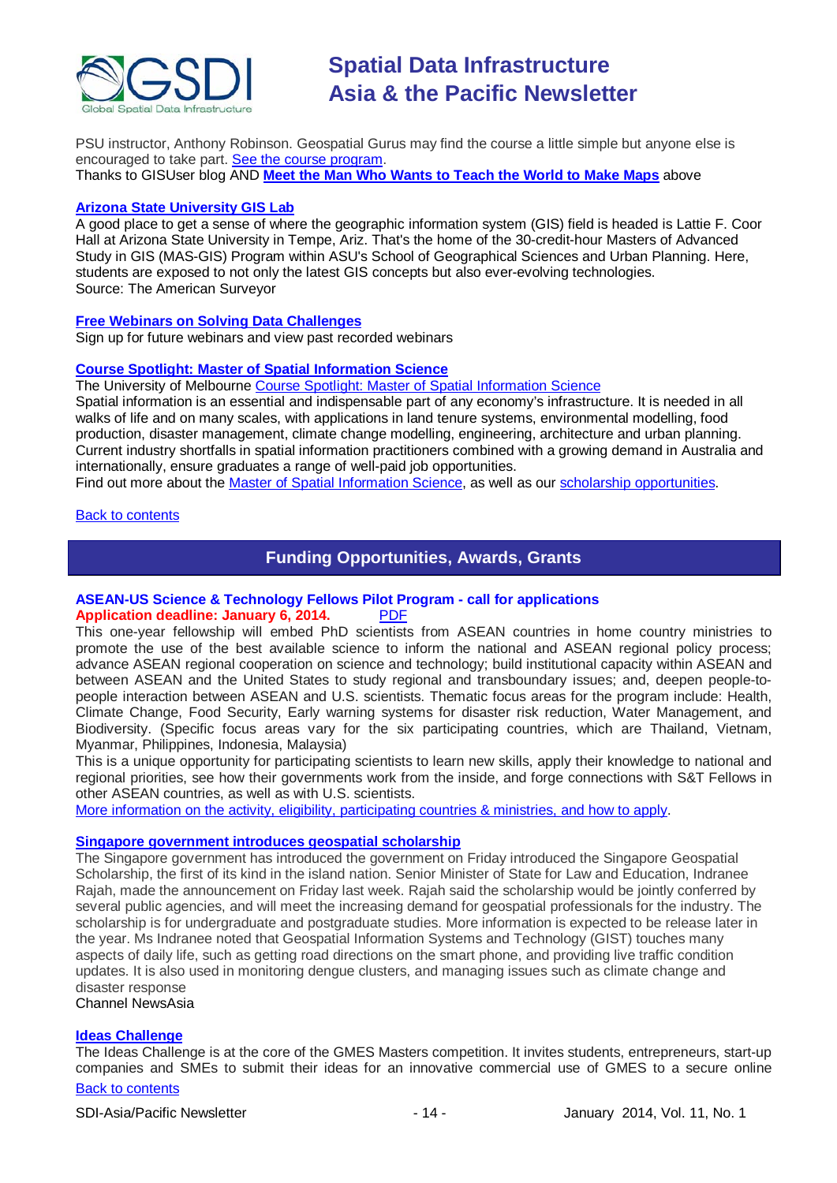PSU instructor, Anthony Robinson. Geospatial Gurus may find the course a little simple but anyone else is encouraged to take part. [See the course program](#).
Thanks to GISUser blog AND **[Meet the Man Who Wants to Teach the World to Make Maps](#)** above

**[Arizona State University GIS Lab](#)**
A good place to get a sense of where the geographic information system (GIS) field is headed is Lattie F. Coor Hall at Arizona State University in Tempe, Ariz. That's the home of the 30-credit-hour Masters of Advanced Study in GIS (MAS-GIS) Program within ASU's School of Geographical Sciences and Urban Planning. Here, students are exposed to not only the latest GIS concepts but also ever-evolving technologies.
Source: The American Surveyor

**[Free Webinars on Solving Data Challenges](#)**
Sign up for future webinars and view past recorded webinars

**[Course Spotlight: Master of Spatial Information Science](#)**
The University of Melbourne [Course Spotlight: Master of Spatial Information Science](#)
Spatial information is an essential and indispensable part of any economy's infrastructure. It is needed in all walks of life and on many scales, with applications in land tenure systems, environmental modelling, food production, disaster management, climate change modelling, engineering, architecture and urban planning. Current industry shortfalls in spatial information practitioners combined with a growing demand in Australia and internationally, ensure graduates a range of well-paid job opportunities.
Find out more about the [Master of Spatial Information Science](#), as well as our [scholarship opportunities](#).

[Back to contents](#)

## Funding Opportunities, Awards, Grants

**ASEAN-US Science & Technology Fellows Pilot Program - call for applications**
**Application deadline: January 6, 2014.** [PDF](#)
This one-year fellowship will embed PhD scientists from ASEAN countries in home country ministries to promote the use of the best available science to inform the national and ASEAN regional policy process; advance ASEAN regional cooperation on science and technology; build institutional capacity within ASEAN and between ASEAN and the United States to study regional and transboundary issues; and, deepen people-to-people interaction between ASEAN and U.S. scientists. Thematic focus areas for the program include: Health, Climate Change, Food Security, Early warning systems for disaster risk reduction, Water Management, and Biodiversity. (Specific focus areas vary for the six participating countries, which are Thailand, Vietnam, Myanmar, Philippines, Indonesia, Malaysia)
This is a unique opportunity for participating scientists to learn new skills, apply their knowledge to national and regional priorities, see how their governments work from the inside, and forge connections with S&T Fellows in other ASEAN countries, as well as with U.S. scientists.
[More information on the activity, eligibility, participating countries & ministries, and how to apply](#).

**[Singapore government introduces geospatial scholarship](#)**
The Singapore government has introduced the government on Friday introduced the Singapore Geospatial Scholarship, the first of its kind in the island nation. Senior Minister of State for Law and Education, Indranee Rajah, made the announcement on Friday last week. Rajah said the scholarship would be jointly conferred by several public agencies, and will meet the increasing demand for geospatial professionals for the industry. The scholarship is for undergraduate and postgraduate studies. More information is expected to be release later in the year. Ms Indranee noted that Geospatial Information Systems and Technology (GIST) touches many aspects of daily life, such as getting road directions on the smart phone, and providing live traffic condition updates. It is also used in monitoring dengue clusters, and managing issues such as climate change and disaster response
Channel NewsAsia

**[Ideas Challenge](#)**
The Ideas Challenge is at the core of the GMES Masters competition. It invites students, entrepreneurs, start-up companies and SMEs to submit their ideas for an innovative commercial use of GMES to a secure online

[Back to contents](#)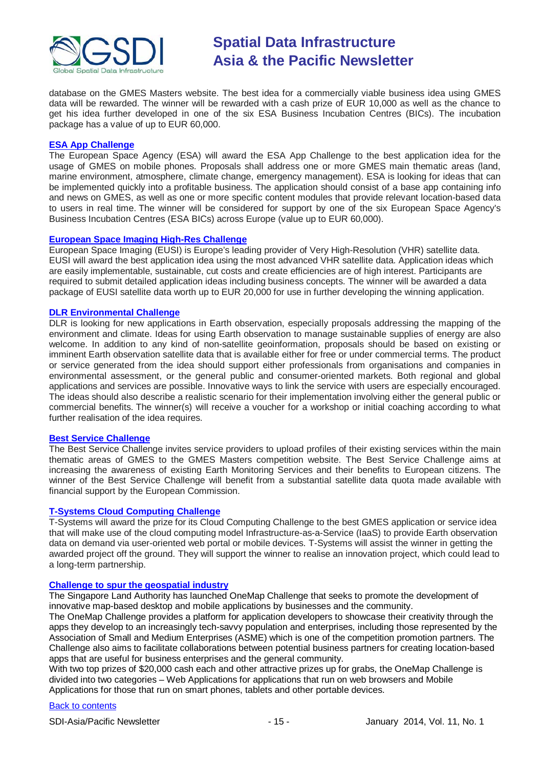database on the GMES Masters website. The best idea for a commercially viable business idea using GMES data will be rewarded. The winner will be rewarded with a cash prize of EUR 10,000 as well as the chance to get his idea further developed in one of the six ESA Business Incubation Centres (BICs). The incubation package has a value of up to EUR 60,000.

### [ESA App Challenge]

The European Space Agency (ESA) will award the ESA App Challenge to the best application idea for the usage of GMES on mobile phones. Proposals shall address one or more GMES main thematic areas (land, marine environment, atmosphere, climate change, emergency management). ESA is looking for ideas that can be implemented quickly into a profitable business. The application should consist of a base app containing info and news on GMES, as well as one or more specific content modules that provide relevant location-based data to users in real time. The winner will be considered for support by one of the six European Space Agency's Business Incubation Centres (ESA BICs) across Europe (value up to EUR 60,000).

### [European Space Imaging High-Res Challenge]

European Space Imaging (EUSI) is Europe's leading provider of Very High-Resolution (VHR) satellite data. EUSI will award the best application idea using the most advanced VHR satellite data. Application ideas which are easily implementable, sustainable, cut costs and create efficiencies are of high interest. Participants are required to submit detailed application ideas including business concepts. The winner will be awarded a data package of EUSI satellite data worth up to EUR 20,000 for use in further developing the winning application.

### [DLR Environmental Challenge]

DLR is looking for new applications in Earth observation, especially proposals addressing the mapping of the environment and climate. Ideas for using Earth observation to manage sustainable supplies of energy are also welcome. In addition to any kind of non-satellite geoinformation, proposals should be based on existing or imminent Earth observation satellite data that is available either for free or under commercial terms. The product or service generated from the idea should support either professionals from organisations and companies in environmental assessment, or the general public and consumer-oriented markets. Both regional and global applications and services are possible. Innovative ways to link the service with users are especially encouraged. The ideas should also describe a realistic scenario for their implementation involving either the general public or commercial benefits. The winner(s) will receive a voucher for a workshop or initial coaching according to what further realisation of the idea requires.

### [Best Service Challenge]

The Best Service Challenge invites service providers to upload profiles of their existing services within the main thematic areas of GMES to the GMES Masters competition website. The Best Service Challenge aims at increasing the awareness of existing Earth Monitoring Services and their benefits to European citizens. The winner of the Best Service Challenge will benefit from a substantial satellite data quota made available with financial support by the European Commission.

### [T-Systems Cloud Computing Challenge]

T-Systems will award the prize for its Cloud Computing Challenge to the best GMES application or service idea that will make use of the cloud computing model Infrastructure-as-a-Service (IaaS) to provide Earth observation data on demand via user-oriented web portal or mobile devices. T-Systems will assist the winner in getting the awarded project off the ground. They will support the winner to realise an innovation project, which could lead to a long-term partnership.

### [Challenge to spur the geospatial industry]

The Singapore Land Authority has launched OneMap Challenge that seeks to promote the development of innovative map-based desktop and mobile applications by businesses and the community.

The OneMap Challenge provides a platform for application developers to showcase their creativity through the apps they develop to an increasingly tech-savvy population and enterprises, including those represented by the Association of Small and Medium Enterprises (ASME) which is one of the competition promotion partners. The Challenge also aims to facilitate collaborations between potential business partners for creating location-based apps that are useful for business enterprises and the general community.

With two top prizes of $20,000 cash each and other attractive prizes up for grabs, the OneMap Challenge is divided into two categories – Web Applications for applications that run on web browsers and Mobile Applications for those that run on smart phones, tablets and other portable devices.

[Back to contents]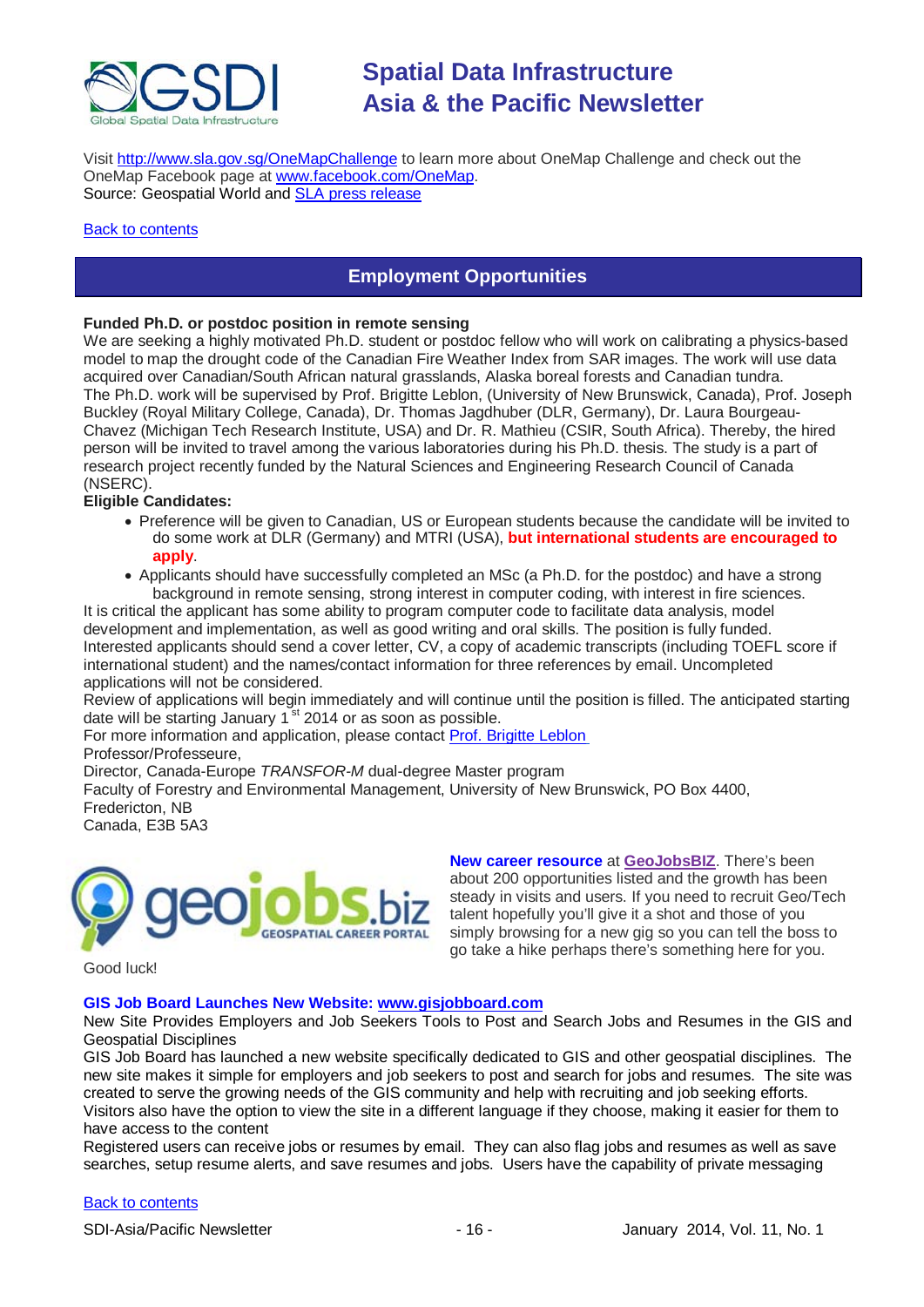Visit http://www.sla.gov.sg/OneMapChallenge to learn more about OneMap Challenge and check out the OneMap Facebook page at www.facebook.com/OneMap.
Source: Geospatial World and SLA press release

Back to contents

## Employment Opportunities

**Funded Ph.D. or postdoc position in remote sensing**
We are seeking a highly motivated Ph.D. student or postdoc fellow who will work on calibrating a physics-based model to map the drought code of the Canadian Fire Weather Index from SAR images. The work will use data acquired over Canadian/South African natural grasslands, Alaska boreal forests and Canadian tundra.
The Ph.D. work will be supervised by Prof. Brigitte Leblon, (University of New Brunswick, Canada), Prof. Joseph Buckley (Royal Military College, Canada), Dr. Thomas Jagdhuber (DLR, Germany), Dr. Laura Bourgeau-Chavez (Michigan Tech Research Institute, USA) and Dr. R. Mathieu (CSIR, South Africa). Thereby, the hired person will be invited to travel among the various laboratories during his Ph.D. thesis. The study is a part of research project recently funded by the Natural Sciences and Engineering Research Council of Canada (NSERC).

**Eligible Candidates:**

- Preference will be given to Canadian, US or European students because the candidate will be invited to do some work at DLR (Germany) and MTRI (USA), **but international students are encouraged to apply**.
- Applicants should have successfully completed an MSc (a Ph.D. for the postdoc) and have a strong background in remote sensing, strong interest in computer coding, with interest in fire sciences.

It is critical the applicant has some ability to program computer code to facilitate data analysis, model development and implementation, as well as good writing and oral skills. The position is fully funded.
Interested applicants should send a cover letter, CV, a copy of academic transcripts (including TOEFL score if international student) and the names/contact information for three references by email. Uncompleted applications will not be considered.
Review of applications will begin immediately and will continue until the position is filled. The anticipated starting date will be starting January 1st 2014 or as soon as possible.
For more information and application, please contact Prof. Brigitte Leblon
Professor/Professeure,
Director, Canada-Europe *TRANSFOR-M* dual-degree Master program
Faculty of Forestry and Environmental Management, University of New Brunswick, PO Box 4400, Fredericton, NB
Canada, E3B 5A3

**New career resource** at **GeoJobsBIZ**. There's been about 200 opportunities listed and the growth has been steady in visits and users. If you need to recruit Geo/Tech talent hopefully you'll give it a shot and those of you simply browsing for a new gig so you can tell the boss to go take a hike perhaps there's something here for you.

Good luck!

**GIS Job Board Launches New Website: www.gisjobboard.com**
New Site Provides Employers and Job Seekers Tools to Post and Search Jobs and Resumes in the GIS and Geospatial Disciplines
GIS Job Board has launched a new website specifically dedicated to GIS and other geospatial disciplines. The new site makes it simple for employers and job seekers to post and search for jobs and resumes. The site was created to serve the growing needs of the GIS community and help with recruiting and job seeking efforts.
Visitors also have the option to view the site in a different language if they choose, making it easier for them to have access to the content
Registered users can receive jobs or resumes by email. They can also flag jobs and resumes as well as save searches, setup resume alerts, and save resumes and jobs. Users have the capability of private messaging

Back to contents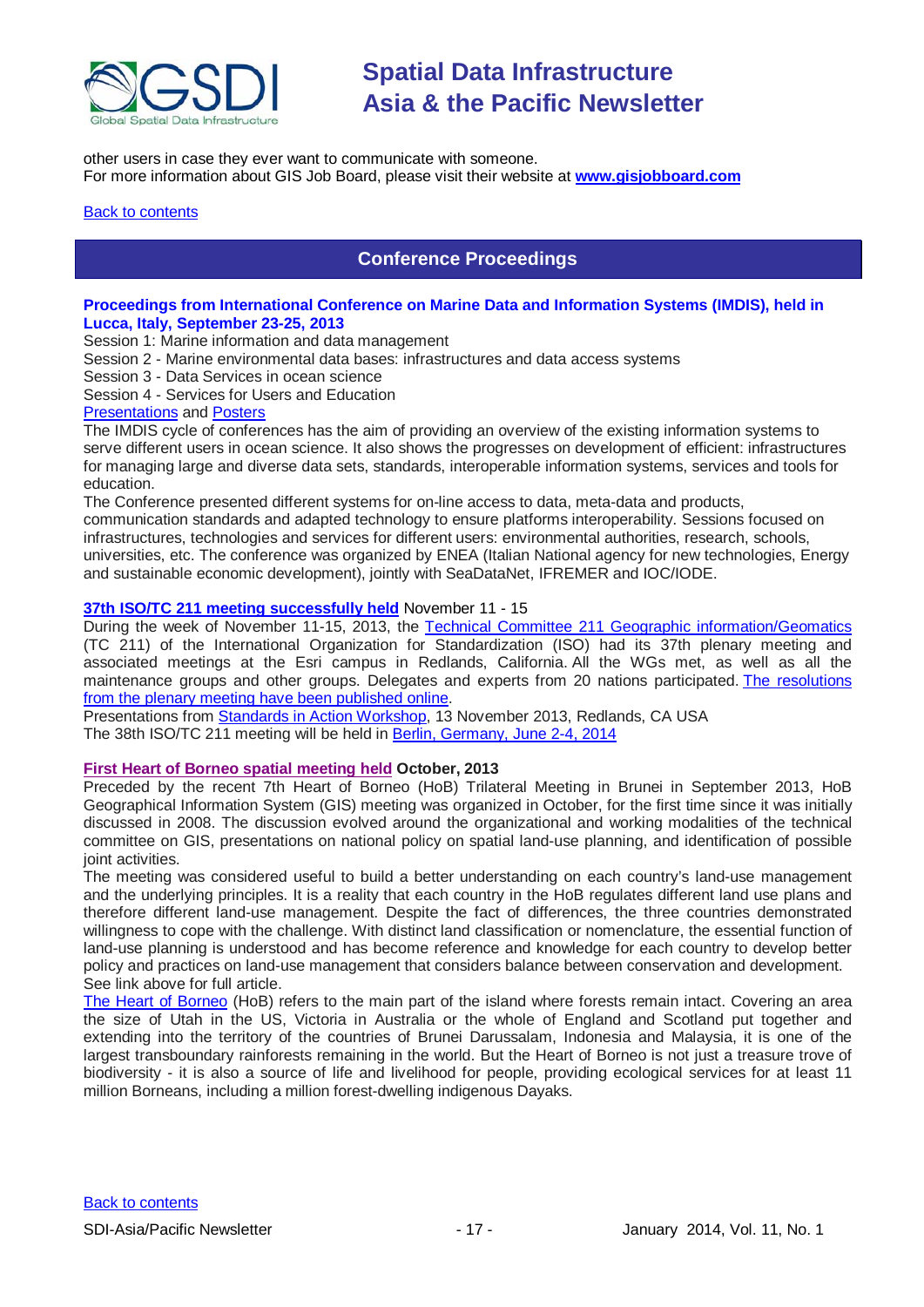other users in case they ever want to communicate with someone.
For more information about GIS Job Board, please visit their website at **www.gisjobboard.com**

Back to contents

## Conference Proceedings

**Proceedings from International Conference on Marine Data and Information Systems (IMDIS), held in Lucca, Italy, September 23-25, 2013**

Session 1: Marine information and data management
Session 2 - Marine environmental data bases: infrastructures and data access systems
Session 3 - Data Services in ocean science
Session 4 - Services for Users and Education
Presentations and Posters

The IMDIS cycle of conferences has the aim of providing an overview of the existing information systems to serve different users in ocean science. It also shows the progresses on development of efficient: infrastructures for managing large and diverse data sets, standards, interoperable information systems, services and tools for education.

The Conference presented different systems for on-line access to data, meta-data and products, communication standards and adapted technology to ensure platforms interoperability. Sessions focused on infrastructures, technologies and services for different users: environmental authorities, research, schools, universities, etc. The conference was organized by ENEA (Italian National agency for new technologies, Energy and sustainable economic development), jointly with SeaDataNet, IFREMER and IOC/IODE.

**37th ISO/TC 211 meeting successfully held** November 11 - 15

During the week of November 11-15, 2013, the Technical Committee 211 Geographic information/Geomatics (TC 211) of the International Organization for Standardization (ISO) had its 37th plenary meeting and associated meetings at the Esri campus in Redlands, California. All the WGs met, as well as all the maintenance groups and other groups. Delegates and experts from 20 nations participated. The resolutions from the plenary meeting have been published online.

Presentations from Standards in Action Workshop, 13 November 2013, Redlands, CA USA
The 38th ISO/TC 211 meeting will be held in Berlin, Germany, June 2-4, 2014

**First Heart of Borneo spatial meeting held October, 2013**

Preceded by the recent 7th Heart of Borneo (HoB) Trilateral Meeting in Brunei in September 2013, HoB Geographical Information System (GIS) meeting was organized in October, for the first time since it was initially discussed in 2008. The discussion evolved around the organizational and working modalities of the technical committee on GIS, presentations on national policy on spatial land-use planning, and identification of possible joint activities.

The meeting was considered useful to build a better understanding on each country's land-use management and the underlying principles. It is a reality that each country in the HoB regulates different land use plans and therefore different land-use management. Despite the fact of differences, the three countries demonstrated willingness to cope with the challenge. With distinct land classification or nomenclature, the essential function of land-use planning is understood and has become reference and knowledge for each country to develop better policy and practices on land-use management that considers balance between conservation and development.
See link above for full article.

The Heart of Borneo (HoB) refers to the main part of the island where forests remain intact. Covering an area the size of Utah in the US, Victoria in Australia or the whole of England and Scotland put together and extending into the territory of the countries of Brunei Darussalam, Indonesia and Malaysia, it is one of the largest transboundary rainforests remaining in the world. But the Heart of Borneo is not just a treasure trove of biodiversity - it is also a source of life and livelihood for people, providing ecological services for at least 11 million Borneans, including a million forest-dwelling indigenous Dayaks.

Back to contents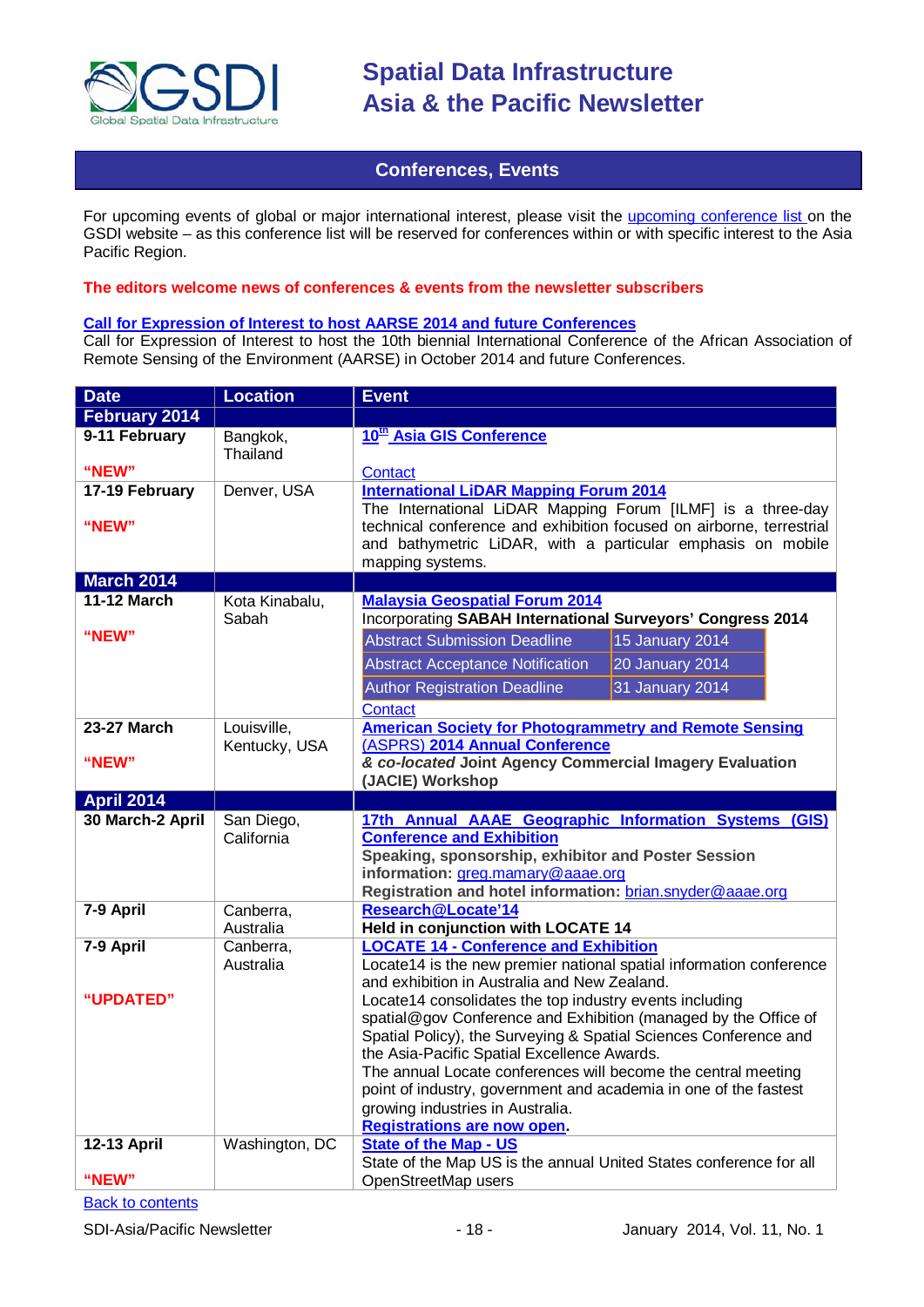## Conferences, Events

For upcoming events of global or major international interest, please visit the upcoming conference list on the GSDI website – as this conference list will be reserved for conferences within or with specific interest to the Asia Pacific Region.

**The editors welcome news of conferences & events from the newsletter subscribers**

**Call for Expression of Interest to host AARSE 2014 and future Conferences**
Call for Expression of Interest to host the 10th biennial International Conference of the African Association of Remote Sensing of the Environment (AARSE) in October 2014 and future Conferences.

| Date | Location | Event |
|---|---|---|
| **February 2014** | | |
| **9-11 February** "NEW" | Bangkok, Thailand | **10th Asia GIS Conference** Contact |
| **17-19 February** "NEW" | Denver, USA | **International LiDAR Mapping Forum 2014** The International LiDAR Mapping Forum [ILMF] is a three-day technical conference and exhibition focused on airborne, terrestrial and bathymetric LiDAR, with a particular emphasis on mobile mapping systems. |
| **March 2014** | | |
| **11-12 March** "NEW" | Kota Kinabalu, Sabah | **Malaysia Geospatial Forum 2014** Incorporating **SABAH International Surveyors' Congress 2014** Abstract Submission Deadline: 15 January 2014; Abstract Acceptance Notification: 20 January 2014; Author Registration Deadline: 31 January 2014 Contact |
| **23-27 March** "NEW" | Louisville, Kentucky, USA | **American Society for Photogrammetry and Remote Sensing (ASPRS) 2014 Annual Conference** ***& co-located* Joint Agency Commercial Imagery Evaluation (JACIE) Workshop** |
| **April 2014** | | |
| **30 March-2 April** | San Diego, California | **17th Annual AAAE Geographic Information Systems (GIS) Conference and Exhibition** **Speaking, sponsorship, exhibitor and Poster Session information:** greg.mamary@aaae.org **Registration and hotel information:** brian.snyder@aaae.org |
| **7-9 April** | Canberra, Australia | **Research@Locate'14** **Held in conjunction with LOCATE 14** |
| **7-9 April** "UPDATED" | Canberra, Australia | **LOCATE 14 - Conference and Exhibition** Locate14 is the new premier national spatial information conference and exhibition in Australia and New Zealand. Locate14 consolidates the top industry events including spatial@gov Conference and Exhibition (managed by the Office of Spatial Policy), the Surveying & Spatial Sciences Conference and the Asia-Pacific Spatial Excellence Awards. The annual Locate conferences will become the central meeting point of industry, government and academia in one of the fastest growing industries in Australia. **Registrations are now open.** |
| **12-13 April** "NEW" | Washington, DC | **State of the Map - US** State of the Map US is the annual United States conference for all OpenStreetMap users |

Back to contents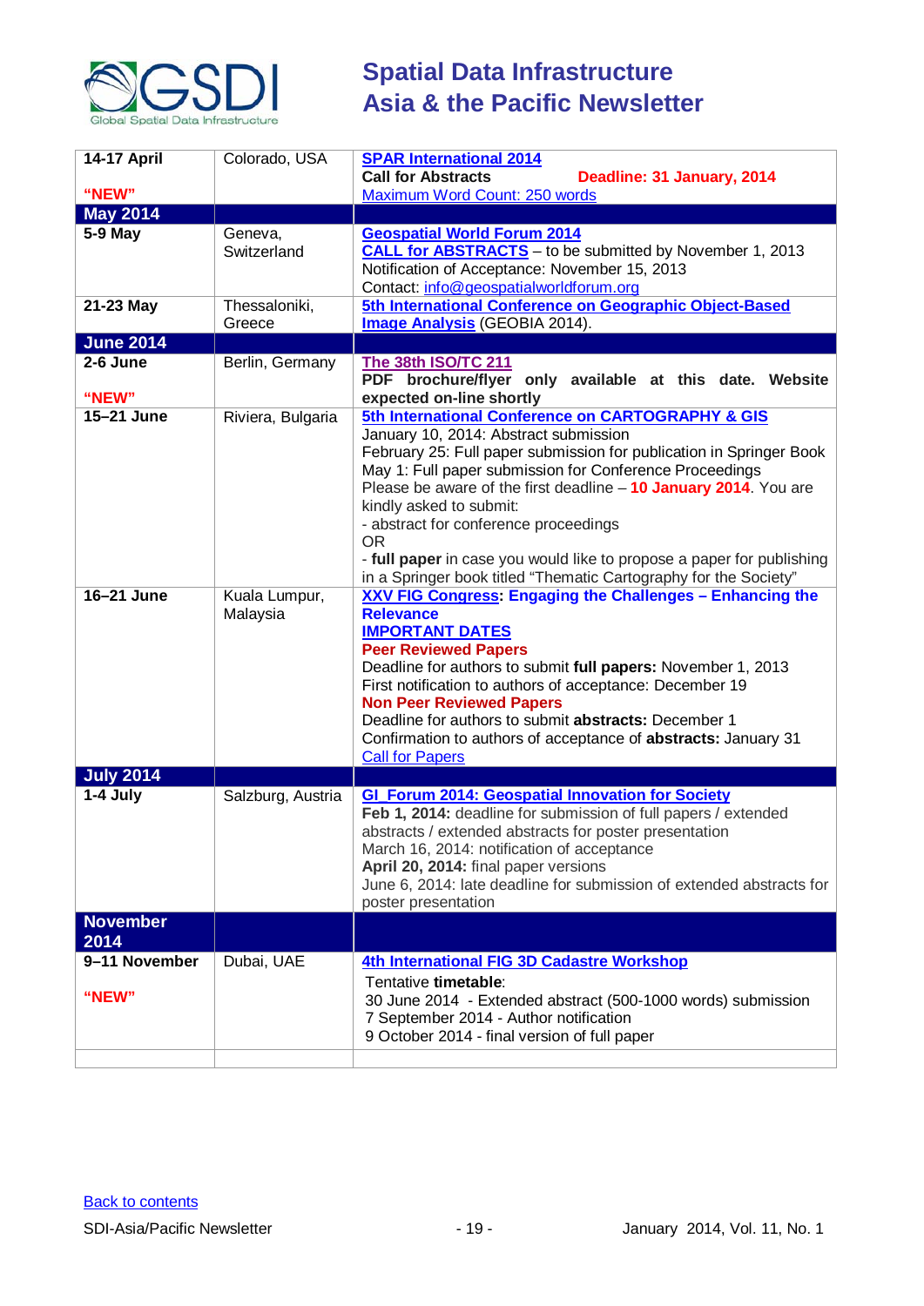| | | |
|---|---|---|
| **14-17 April** **"NEW"** | Colorado, USA | **SPAR International 2014** **Call for Abstracts** **Deadline: 31 January, 2014** Maximum Word Count: 250 words |
| **May 2014** | | |
| **5-9 May** | Geneva, Switzerland | **Geospatial World Forum 2014** **CALL for ABSTRACTS** – to be submitted by November 1, 2013 Notification of Acceptance: November 15, 2013 Contact: info@geospatialworldforum.org |
| **21-23 May** | Thessaloniki, Greece | **5th International Conference on Geographic Object-Based Image Analysis** (GEOBIA 2014). |
| **June 2014** | | |
| **2-6 June** **"NEW"** | Berlin, Germany | **The 38th ISO/TC 211** **PDF brochure/flyer only available at this date. Website expected on-line shortly** |
| **15–21 June** | Riviera, Bulgaria | **5th International Conference on CARTOGRAPHY & GIS** January 10, 2014: Abstract submission February 25: Full paper submission for publication in Springer Book May 1: Full paper submission for Conference Proceedings Please be aware of the first deadline – **10 January 2014**. You are kindly asked to submit: - abstract for conference proceedings OR - **full paper** in case you would like to propose a paper for publishing in a Springer book titled "Thematic Cartography for the Society" |
| **16–21 June** | Kuala Lumpur, Malaysia | **XXV FIG Congress: Engaging the Challenges – Enhancing the Relevance** **IMPORTANT DATES** **Peer Reviewed Papers** Deadline for authors to submit **full papers:** November 1, 2013 First notification to authors of acceptance: December 19 **Non Peer Reviewed Papers** Deadline for authors to submit **abstracts:** December 1 Confirmation to authors of acceptance of **abstracts:** January 31 Call for Papers |
| **July 2014** | | |
| **1-4 July** | Salzburg, Austria | **GI_Forum 2014: Geospatial Innovation for Society** **Feb 1, 2014:** deadline for submission of full papers / extended abstracts / extended abstracts for poster presentation March 16, 2014: notification of acceptance **April 20, 2014:** final paper versions June 6, 2014: late deadline for submission of extended abstracts for poster presentation |
| **November 2014** | | |
| **9–11 November** **"NEW"** | Dubai, UAE | **4th International FIG 3D Cadastre Workshop** Tentative **timetable**: 30 June 2014 - Extended abstract (500-1000 words) submission 7 September 2014 - Author notification 9 October 2014 - final version of full paper |
| | | |

Back to contents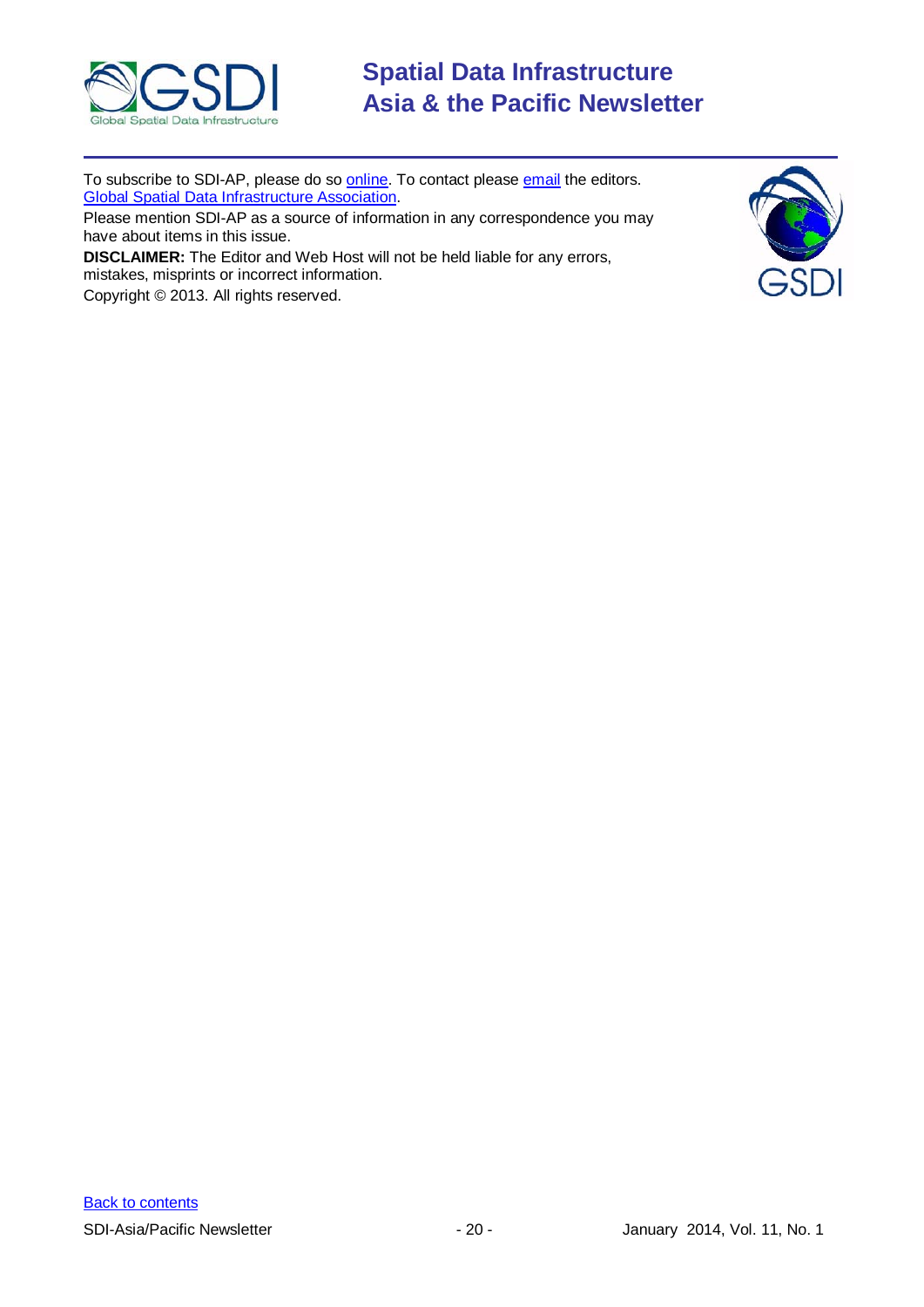To subscribe to SDI-AP, please do so online. To contact please email the editors.
Global Spatial Data Infrastructure Association.

Please mention SDI-AP as a source of information in any correspondence you may have about items in this issue.

**DISCLAIMER:** The Editor and Web Host will not be held liable for any errors, mistakes, misprints or incorrect information.

Copyright © 2013. All rights reserved.

Back to contents